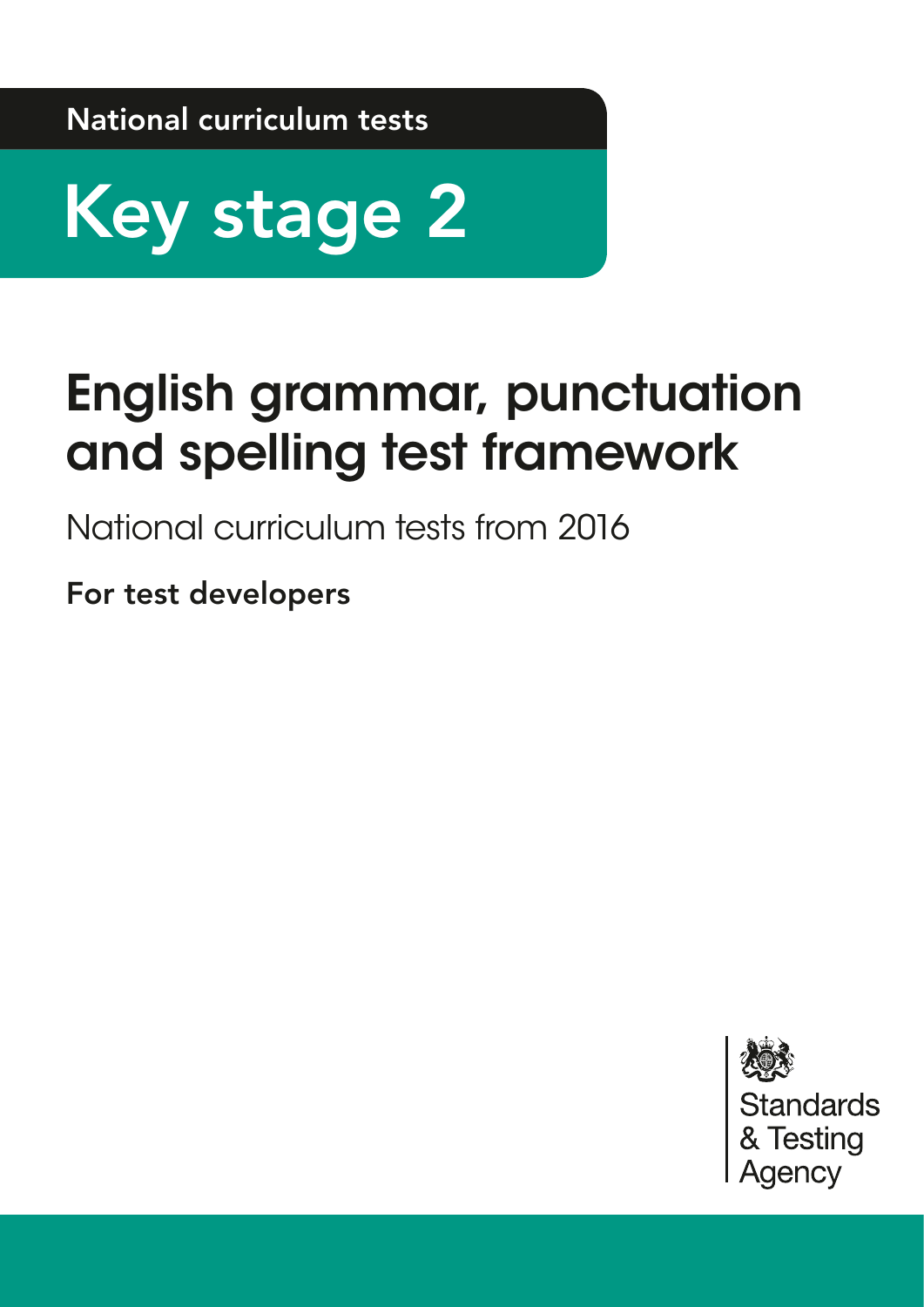National curriculum tests

# Key stage 2

## English grammar, punctuation and spelling test framework

National curriculum tests from 2016

**For test developers**

Standards & Testing Agency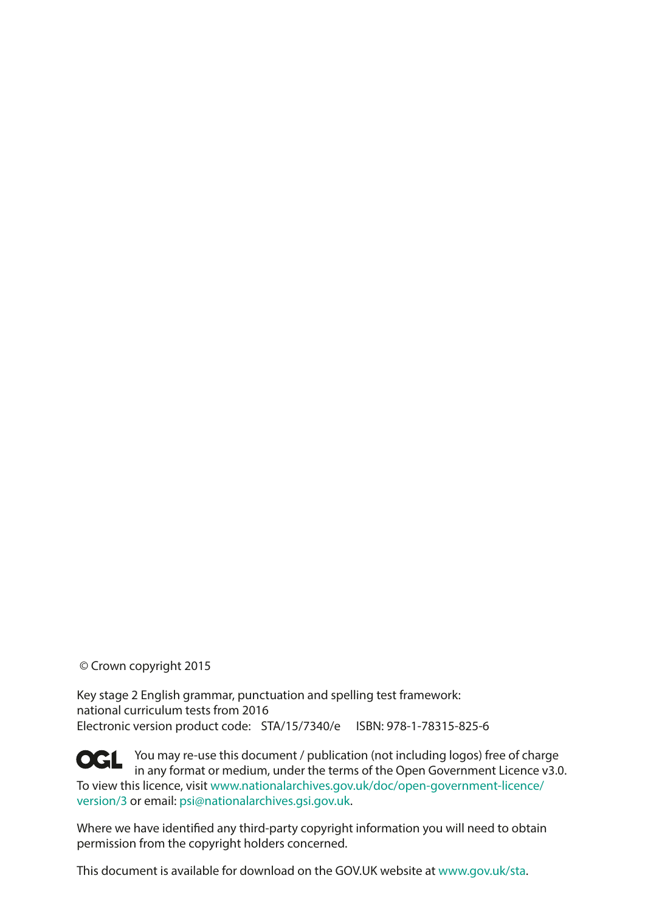© Crown copyright 2015

Key stage 2 English grammar, punctuation and spelling test framework: national curriculum tests from 2016
Electronic version product code: STA/15/7340/e ISBN: 978-1-78315-825-6

OGL You may re-use this document / publication (not including logos) free of charge in any format or medium, under the terms of the Open Government Licence v3.0. To view this licence, visit www.nationalarchives.gov.uk/doc/open-government-licence/version/3 or email: psi@nationalarchives.gsi.gov.uk.

Where we have identified any third-party copyright information you will need to obtain permission from the copyright holders concerned.

This document is available for download on the GOV.UK website at www.gov.uk/sta.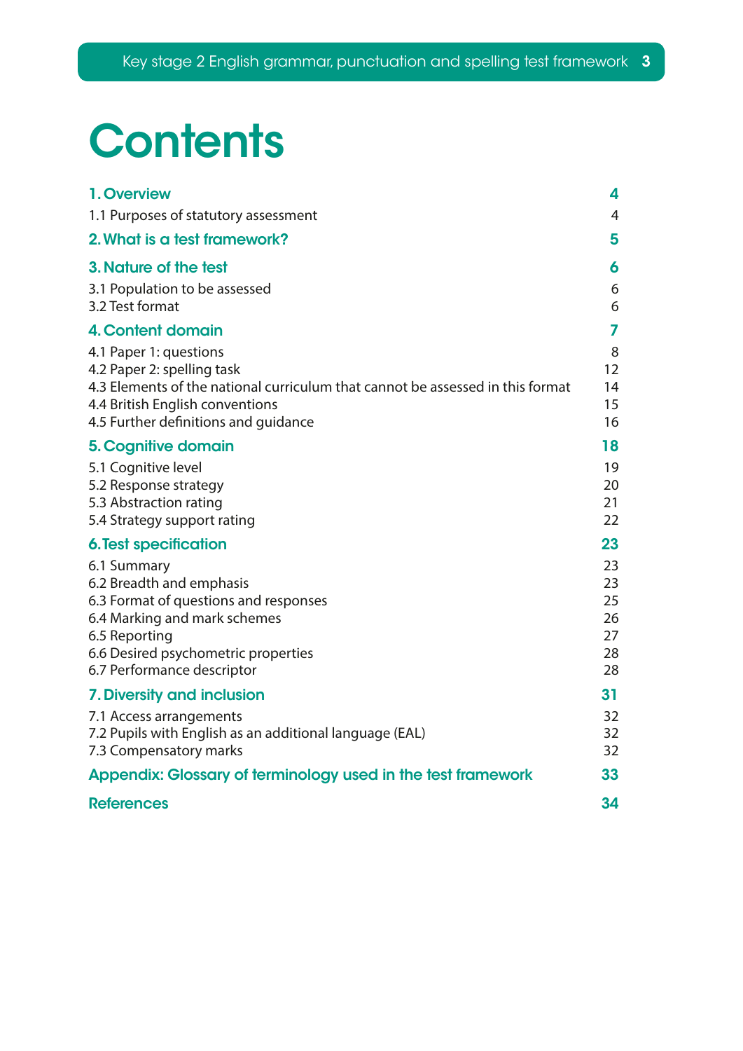# Contents

| | |
|---|---|
| **1. Overview** | **4** |
| 1.1 Purposes of statutory assessment | 4 |
| **2. What is a test framework?** | **5** |
| **3. Nature of the test** | **6** |
| 3.1 Population to be assessed | 6 |
| 3.2 Test format | 6 |
| **4. Content domain** | **7** |
| 4.1 Paper 1: questions | 8 |
| 4.2 Paper 2: spelling task | 12 |
| 4.3 Elements of the national curriculum that cannot be assessed in this format | 14 |
| 4.4 British English conventions | 15 |
| 4.5 Further definitions and guidance | 16 |
| **5. Cognitive domain** | **18** |
| 5.1 Cognitive level | 19 |
| 5.2 Response strategy | 20 |
| 5.3 Abstraction rating | 21 |
| 5.4 Strategy support rating | 22 |
| **6. Test specification** | **23** |
| 6.1 Summary | 23 |
| 6.2 Breadth and emphasis | 23 |
| 6.3 Format of questions and responses | 25 |
| 6.4 Marking and mark schemes | 26 |
| 6.5 Reporting | 27 |
| 6.6 Desired psychometric properties | 28 |
| 6.7 Performance descriptor | 28 |
| **7. Diversity and inclusion** | **31** |
| 7.1 Access arrangements | 32 |
| 7.2 Pupils with English as an additional language (EAL) | 32 |
| 7.3 Compensatory marks | 32 |
| **Appendix: Glossary of terminology used in the test framework** | **33** |
| **References** | **34** |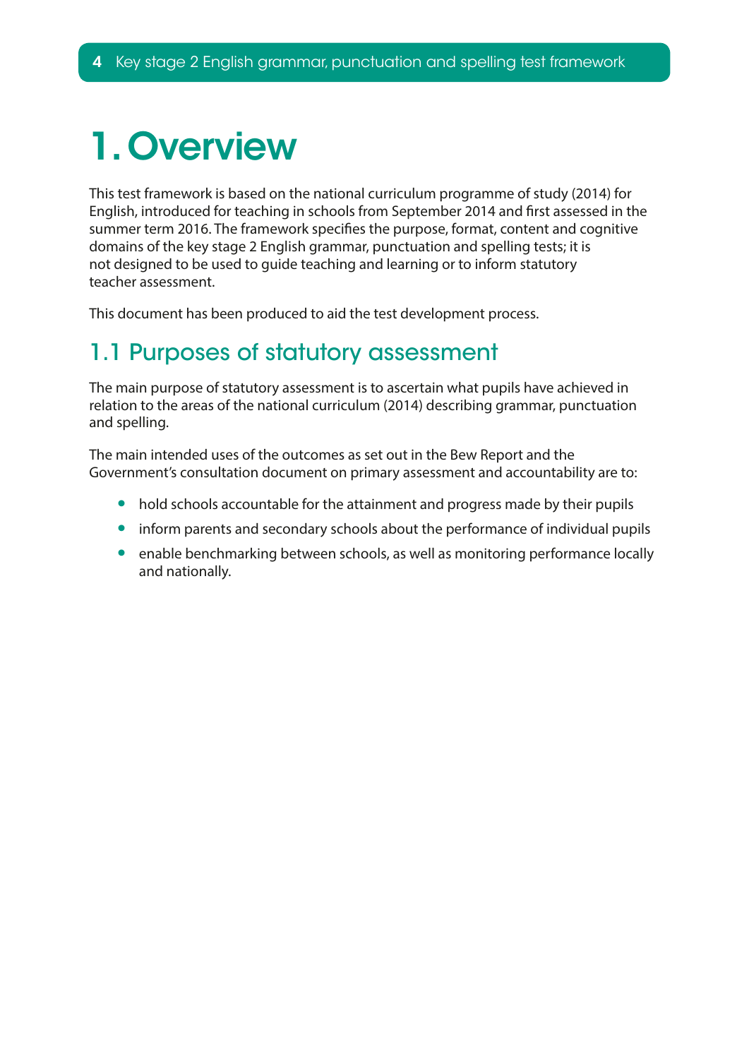# 1. Overview

This test framework is based on the national curriculum programme of study (2014) for English, introduced for teaching in schools from September 2014 and first assessed in the summer term 2016. The framework specifies the purpose, format, content and cognitive domains of the key stage 2 English grammar, punctuation and spelling tests; it is not designed to be used to guide teaching and learning or to inform statutory teacher assessment.

This document has been produced to aid the test development process.

## 1.1 Purposes of statutory assessment

The main purpose of statutory assessment is to ascertain what pupils have achieved in relation to the areas of the national curriculum (2014) describing grammar, punctuation and spelling.

The main intended uses of the outcomes as set out in the Bew Report and the Government's consultation document on primary assessment and accountability are to:

- hold schools accountable for the attainment and progress made by their pupils
- inform parents and secondary schools about the performance of individual pupils
- enable benchmarking between schools, as well as monitoring performance locally and nationally.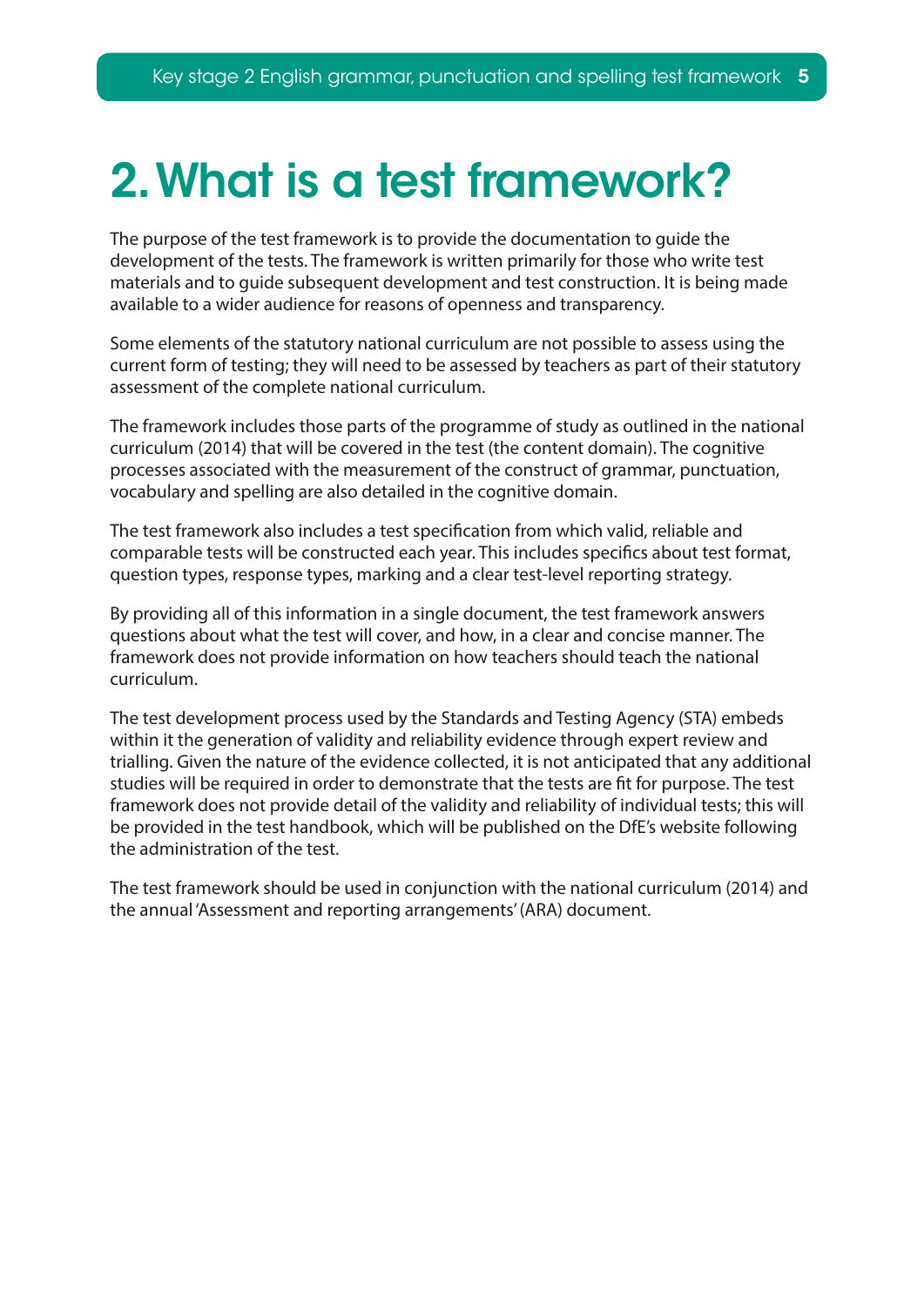# 2. What is a test framework?

The purpose of the test framework is to provide the documentation to guide the development of the tests. The framework is written primarily for those who write test materials and to guide subsequent development and test construction. It is being made available to a wider audience for reasons of openness and transparency.

Some elements of the statutory national curriculum are not possible to assess using the current form of testing; they will need to be assessed by teachers as part of their statutory assessment of the complete national curriculum.

The framework includes those parts of the programme of study as outlined in the national curriculum (2014) that will be covered in the test (the content domain). The cognitive processes associated with the measurement of the construct of grammar, punctuation, vocabulary and spelling are also detailed in the cognitive domain.

The test framework also includes a test specification from which valid, reliable and comparable tests will be constructed each year. This includes specifics about test format, question types, response types, marking and a clear test-level reporting strategy.

By providing all of this information in a single document, the test framework answers questions about what the test will cover, and how, in a clear and concise manner. The framework does not provide information on how teachers should teach the national curriculum.

The test development process used by the Standards and Testing Agency (STA) embeds within it the generation of validity and reliability evidence through expert review and trialling. Given the nature of the evidence collected, it is not anticipated that any additional studies will be required in order to demonstrate that the tests are fit for purpose. The test framework does not provide detail of the validity and reliability of individual tests; this will be provided in the test handbook, which will be published on the DfE's website following the administration of the test.

The test framework should be used in conjunction with the national curriculum (2014) and the annual 'Assessment and reporting arrangements' (ARA) document.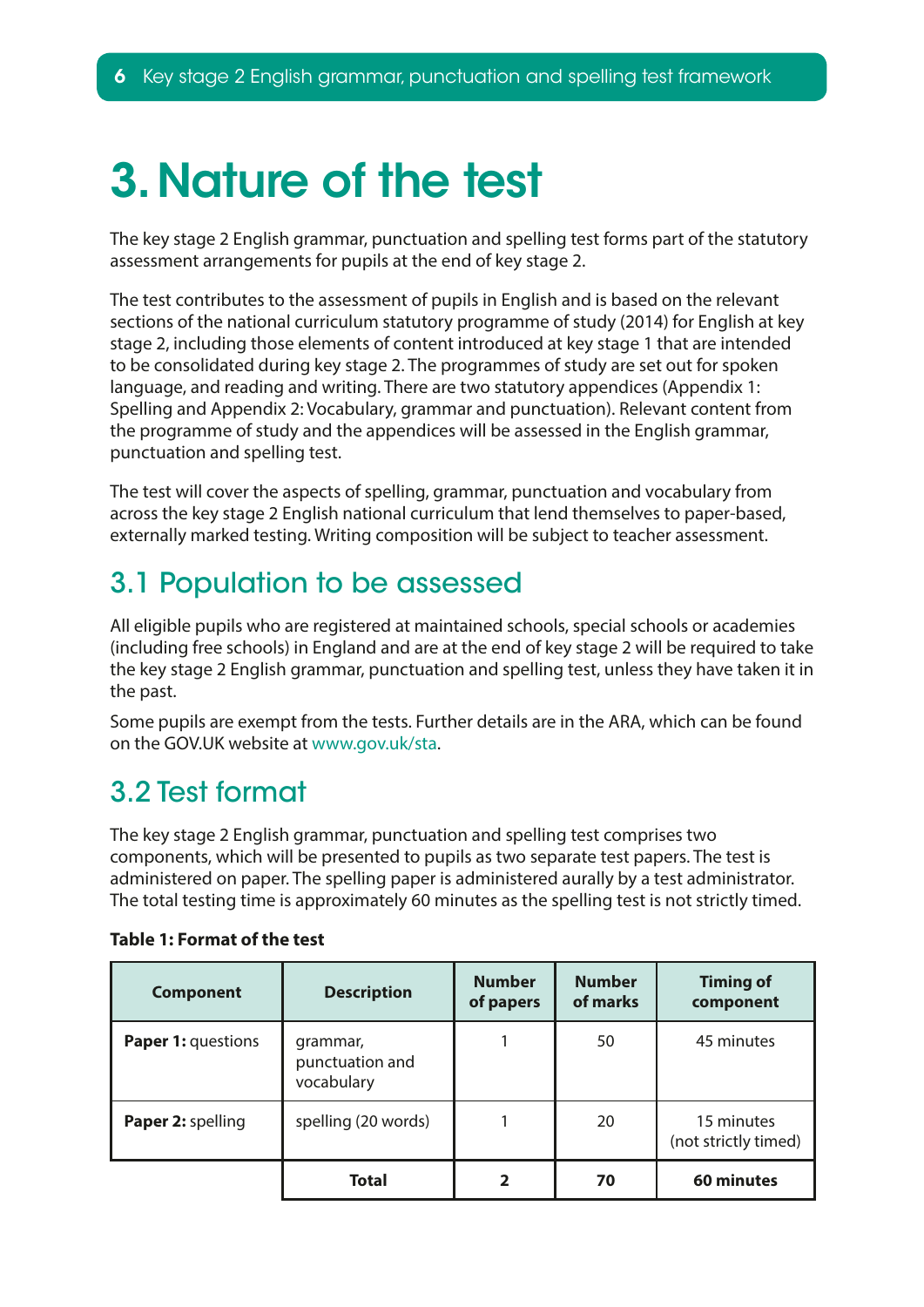# 3. Nature of the test

The key stage 2 English grammar, punctuation and spelling test forms part of the statutory assessment arrangements for pupils at the end of key stage 2.

The test contributes to the assessment of pupils in English and is based on the relevant sections of the national curriculum statutory programme of study (2014) for English at key stage 2, including those elements of content introduced at key stage 1 that are intended to be consolidated during key stage 2. The programmes of study are set out for spoken language, and reading and writing. There are two statutory appendices (Appendix 1: Spelling and Appendix 2: Vocabulary, grammar and punctuation). Relevant content from the programme of study and the appendices will be assessed in the English grammar, punctuation and spelling test.

The test will cover the aspects of spelling, grammar, punctuation and vocabulary from across the key stage 2 English national curriculum that lend themselves to paper-based, externally marked testing. Writing composition will be subject to teacher assessment.

## 3.1 Population to be assessed

All eligible pupils who are registered at maintained schools, special schools or academies (including free schools) in England and are at the end of key stage 2 will be required to take the key stage 2 English grammar, punctuation and spelling test, unless they have taken it in the past.

Some pupils are exempt from the tests. Further details are in the ARA, which can be found on the GOV.UK website at www.gov.uk/sta.

## 3.2 Test format

The key stage 2 English grammar, punctuation and spelling test comprises two components, which will be presented to pupils as two separate test papers. The test is administered on paper. The spelling paper is administered aurally by a test administrator. The total testing time is approximately 60 minutes as the spelling test is not strictly timed.

**Table 1: Format of the test**

| Component | Description | Number of papers | Number of marks | Timing of component |
|---|---|---|---|---|
| **Paper 1:** questions | grammar, punctuation and vocabulary | 1 | 50 | 45 minutes |
| **Paper 2:** spelling | spelling (20 words) | 1 | 20 | 15 minutes (not strictly timed) |
| | **Total** | **2** | **70** | **60 minutes** |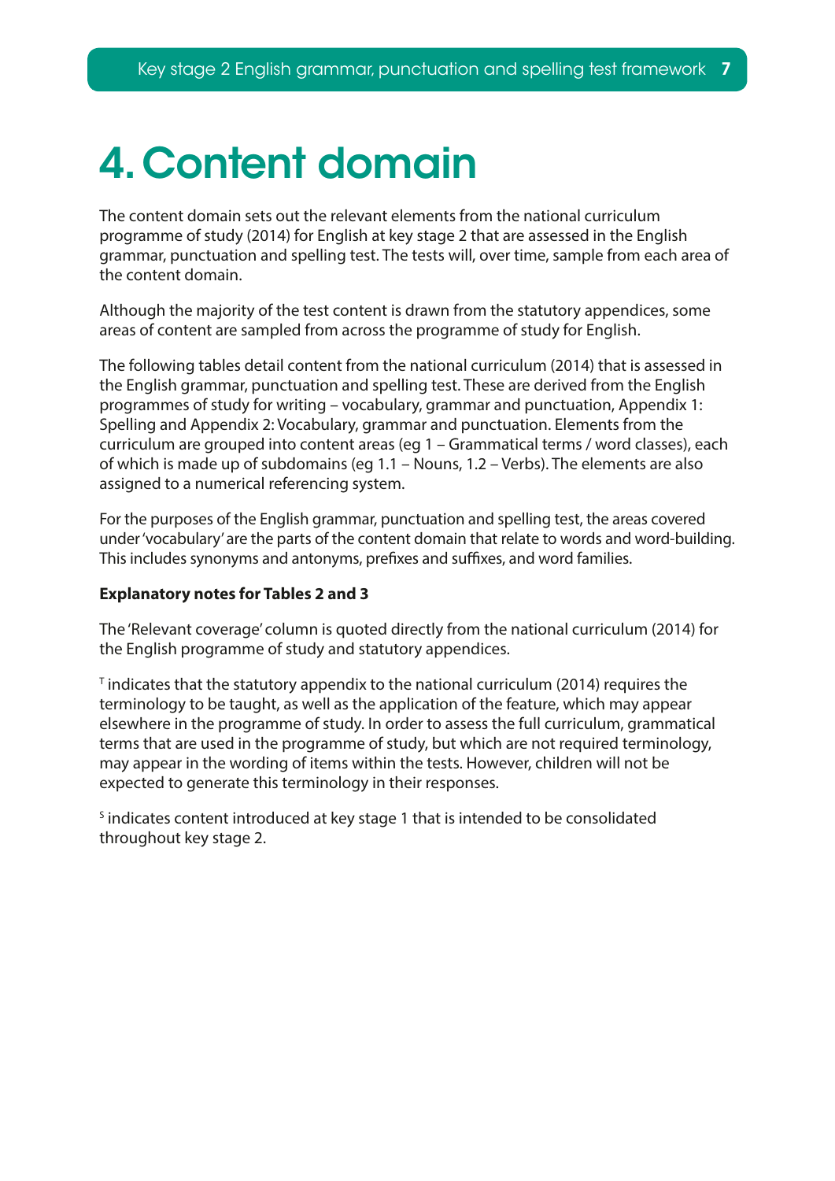# 4. Content domain

The content domain sets out the relevant elements from the national curriculum programme of study (2014) for English at key stage 2 that are assessed in the English grammar, punctuation and spelling test. The tests will, over time, sample from each area of the content domain.

Although the majority of the test content is drawn from the statutory appendices, some areas of content are sampled from across the programme of study for English.

The following tables detail content from the national curriculum (2014) that is assessed in the English grammar, punctuation and spelling test. These are derived from the English programmes of study for writing – vocabulary, grammar and punctuation, Appendix 1: Spelling and Appendix 2: Vocabulary, grammar and punctuation. Elements from the curriculum are grouped into content areas (eg 1 – Grammatical terms / word classes), each of which is made up of subdomains (eg 1.1 – Nouns, 1.2 – Verbs). The elements are also assigned to a numerical referencing system.

For the purposes of the English grammar, punctuation and spelling test, the areas covered under 'vocabulary' are the parts of the content domain that relate to words and word-building. This includes synonyms and antonyms, prefixes and suffixes, and word families.

**Explanatory notes for Tables 2 and 3**

The 'Relevant coverage' column is quoted directly from the national curriculum (2014) for the English programme of study and statutory appendices.

[T] indicates that the statutory appendix to the national curriculum (2014) requires the terminology to be taught, as well as the application of the feature, which may appear elsewhere in the programme of study. In order to assess the full curriculum, grammatical terms that are used in the programme of study, but which are not required terminology, may appear in the wording of items within the tests. However, children will not be expected to generate this terminology in their responses.

[S] indicates content introduced at key stage 1 that is intended to be consolidated throughout key stage 2.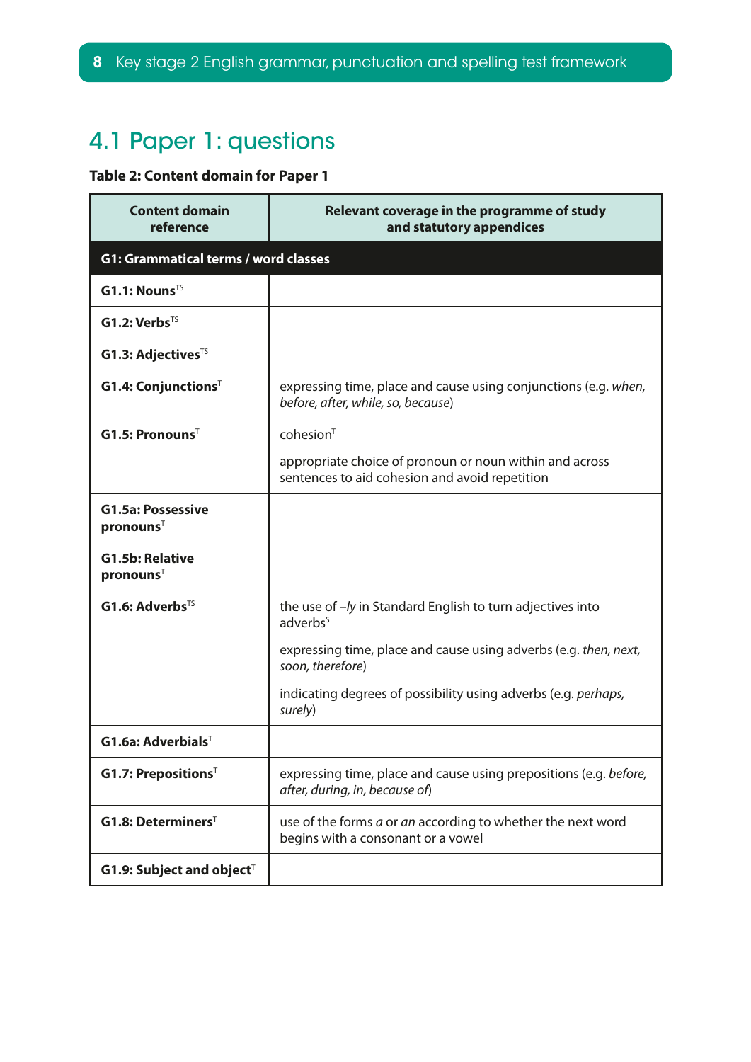## 4.1 Paper 1: questions

**Table 2: Content domain for Paper 1**

| Content domain reference | Relevant coverage in the programme of study and statutory appendices |
|---|---|
| **G1: Grammatical terms / word classes** | |
| **G1.1: Nouns**[TS] | |
| **G1.2: Verbs**[TS] | |
| **G1.3: Adjectives**[TS] | |
| **G1.4: Conjunctions**[T] | expressing time, place and cause using conjunctions (e.g. *when, before, after, while, so, because*) |
| **G1.5: Pronouns**[T] | cohesion[T]<br><br>appropriate choice of pronoun or noun within and across sentences to aid cohesion and avoid repetition |
| **G1.5a: Possessive pronouns**[T] | |
| **G1.5b: Relative pronouns**[T] | |
| **G1.6: Adverbs**[TS] | the use of *–ly* in Standard English to turn adjectives into adverbs[S]<br><br>expressing time, place and cause using adverbs (e.g. *then, next, soon, therefore*)<br><br>indicating degrees of possibility using adverbs (e.g. *perhaps, surely*) |
| **G1.6a: Adverbials**[T] | |
| **G1.7: Prepositions**[T] | expressing time, place and cause using prepositions (e.g. *before, after, during, in, because of*) |
| **G1.8: Determiners**[T] | use of the forms *a* or *an* according to whether the next word begins with a consonant or a vowel |
| **G1.9: Subject and object**[T] | |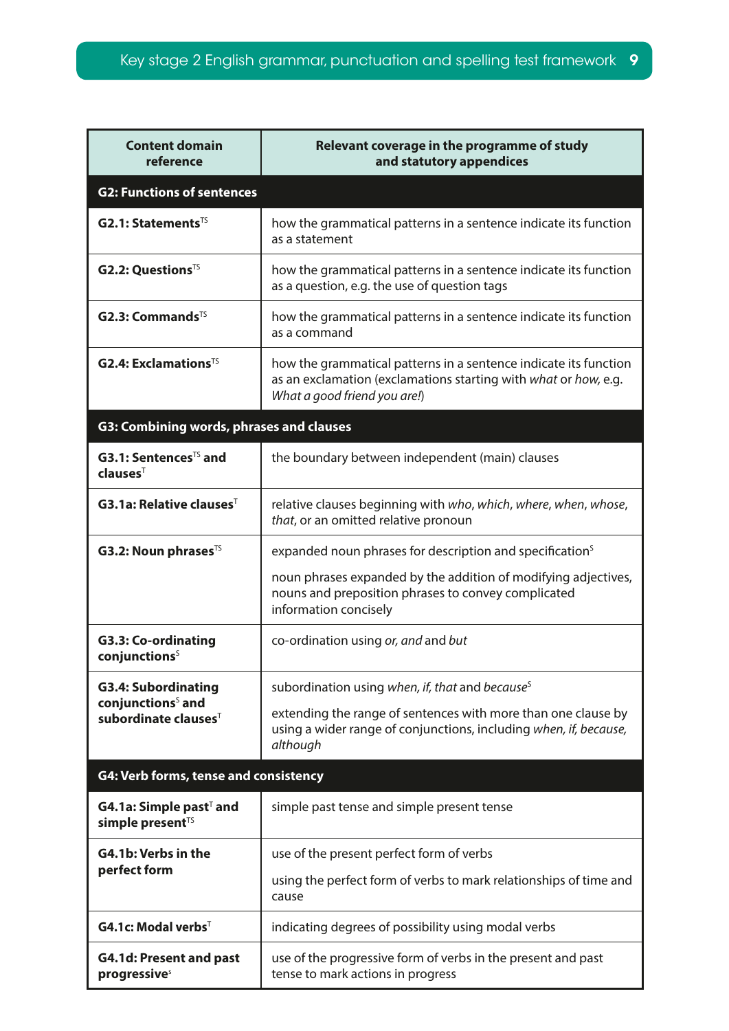| Content domain reference | Relevant coverage in the programme of study and statutory appendices |
|---|---|
| **G2: Functions of sentences** | |
| **G2.1: Statements**[TS] | how the grammatical patterns in a sentence indicate its function as a statement |
| **G2.2: Questions**[TS] | how the grammatical patterns in a sentence indicate its function as a question, e.g. the use of question tags |
| **G2.3: Commands**[TS] | how the grammatical patterns in a sentence indicate its function as a command |
| **G2.4: Exclamations**[TS] | how the grammatical patterns in a sentence indicate its function as an exclamation (exclamations starting with *what* or *how,* e.g. *What a good friend you are!*) |
| **G3: Combining words, phrases and clauses** | |
| **G3.1: Sentences**[TS] **and clauses**[T] | the boundary between independent (main) clauses |
| **G3.1a: Relative clauses**[T] | relative clauses beginning with *who*, *which*, *where*, *when*, *whose*, *that*, or an omitted relative pronoun |
| **G3.2: Noun phrases**[TS] | expanded noun phrases for description and specification[S]<br><br>noun phrases expanded by the addition of modifying adjectives, nouns and preposition phrases to convey complicated information concisely |
| **G3.3: Co-ordinating conjunctions**[S] | co-ordination using *or, and* and *but* |
| **G3.4: Subordinating conjunctions**[S] **and subordinate clauses**[T] | subordination using *when, if, that* and *because*[S]<br><br>extending the range of sentences with more than one clause by using a wider range of conjunctions, including *when, if, because, although* |
| **G4: Verb forms, tense and consistency** | |
| **G4.1a: Simple past**[T] **and simple present**[TS] | simple past tense and simple present tense |
| **G4.1b: Verbs in the perfect form** | use of the present perfect form of verbs<br><br>using the perfect form of verbs to mark relationships of time and cause |
| **G4.1c: Modal verbs**[T] | indicating degrees of possibility using modal verbs |
| **G4.1d: Present and past progressive**[S] | use of the progressive form of verbs in the present and past tense to mark actions in progress |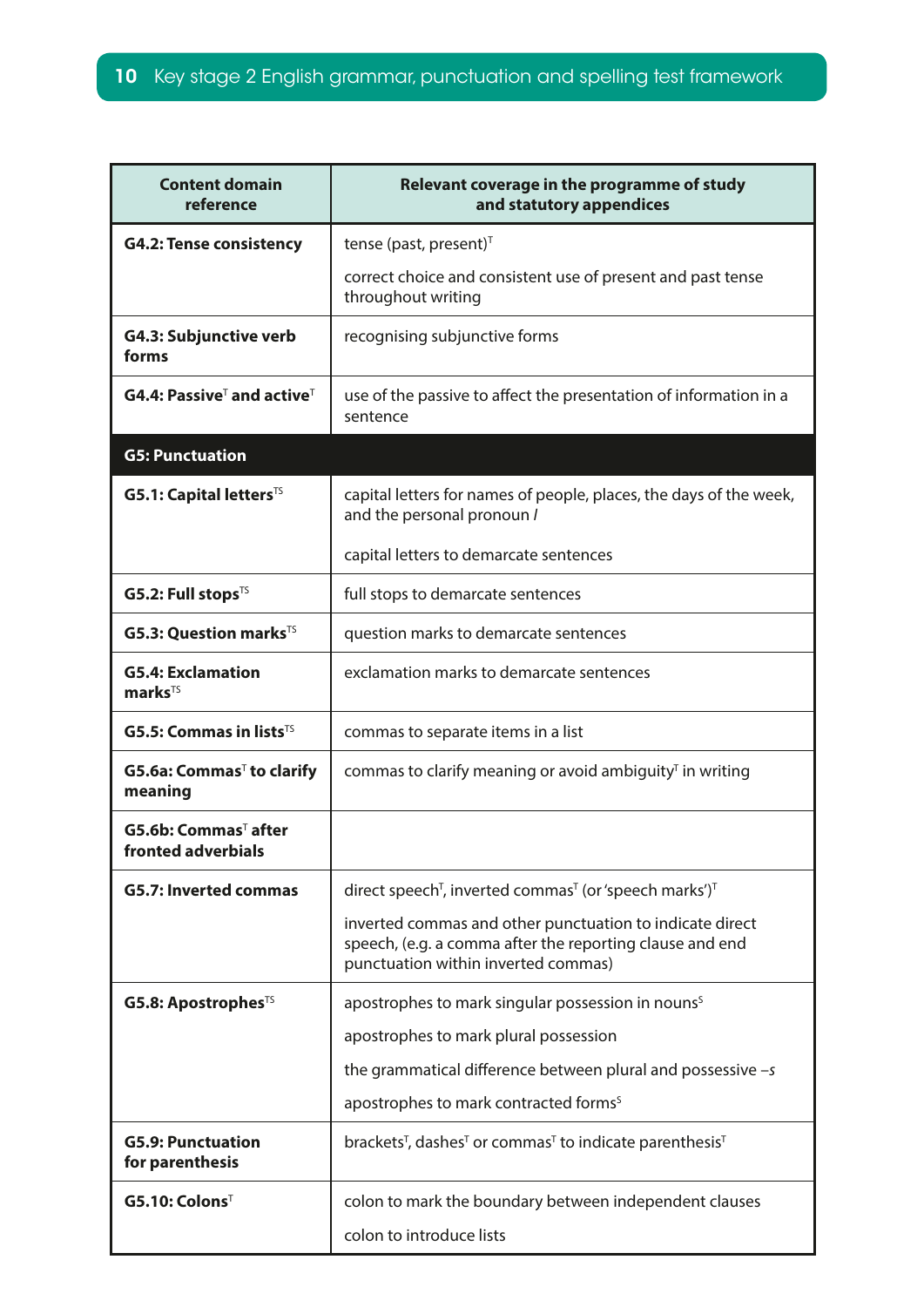| Content domain reference | Relevant coverage in the programme of study and statutory appendices |
|---|---|
| **G4.2: Tense consistency** | tense (past, present)[T]<br><br>correct choice and consistent use of present and past tense throughout writing |
| **G4.3: Subjunctive verb forms** | recognising subjunctive forms |
| **G4.4: Passive[T] and active[T]** | use of the passive to affect the presentation of information in a sentence |
| **G5: Punctuation** | |
| **G5.1: Capital letters[TS]** | capital letters for names of people, places, the days of the week, and the personal pronoun *I*<br><br>capital letters to demarcate sentences |
| **G5.2: Full stops[TS]** | full stops to demarcate sentences |
| **G5.3: Question marks[TS]** | question marks to demarcate sentences |
| **G5.4: Exclamation marks[TS]** | exclamation marks to demarcate sentences |
| **G5.5: Commas in lists[TS]** | commas to separate items in a list |
| **G5.6a: Commas[T] to clarify meaning** | commas to clarify meaning or avoid ambiguity[T] in writing |
| **G5.6b: Commas[T] after fronted adverbials** | |
| **G5.7: Inverted commas** | direct speech[T], inverted commas[T] (or 'speech marks')[T]<br><br>inverted commas and other punctuation to indicate direct speech, (e.g. a comma after the reporting clause and end punctuation within inverted commas) |
| **G5.8: Apostrophes[TS]** | apostrophes to mark singular possession in nouns[S]<br><br>apostrophes to mark plural possession<br><br>the grammatical difference between plural and possessive *–s*<br><br>apostrophes to mark contracted forms[S] |
| **G5.9: Punctuation for parenthesis** | brackets[T], dashes[T] or commas[T] to indicate parenthesis[T] |
| **G5.10: Colons[T]** | colon to mark the boundary between independent clauses<br><br>colon to introduce lists |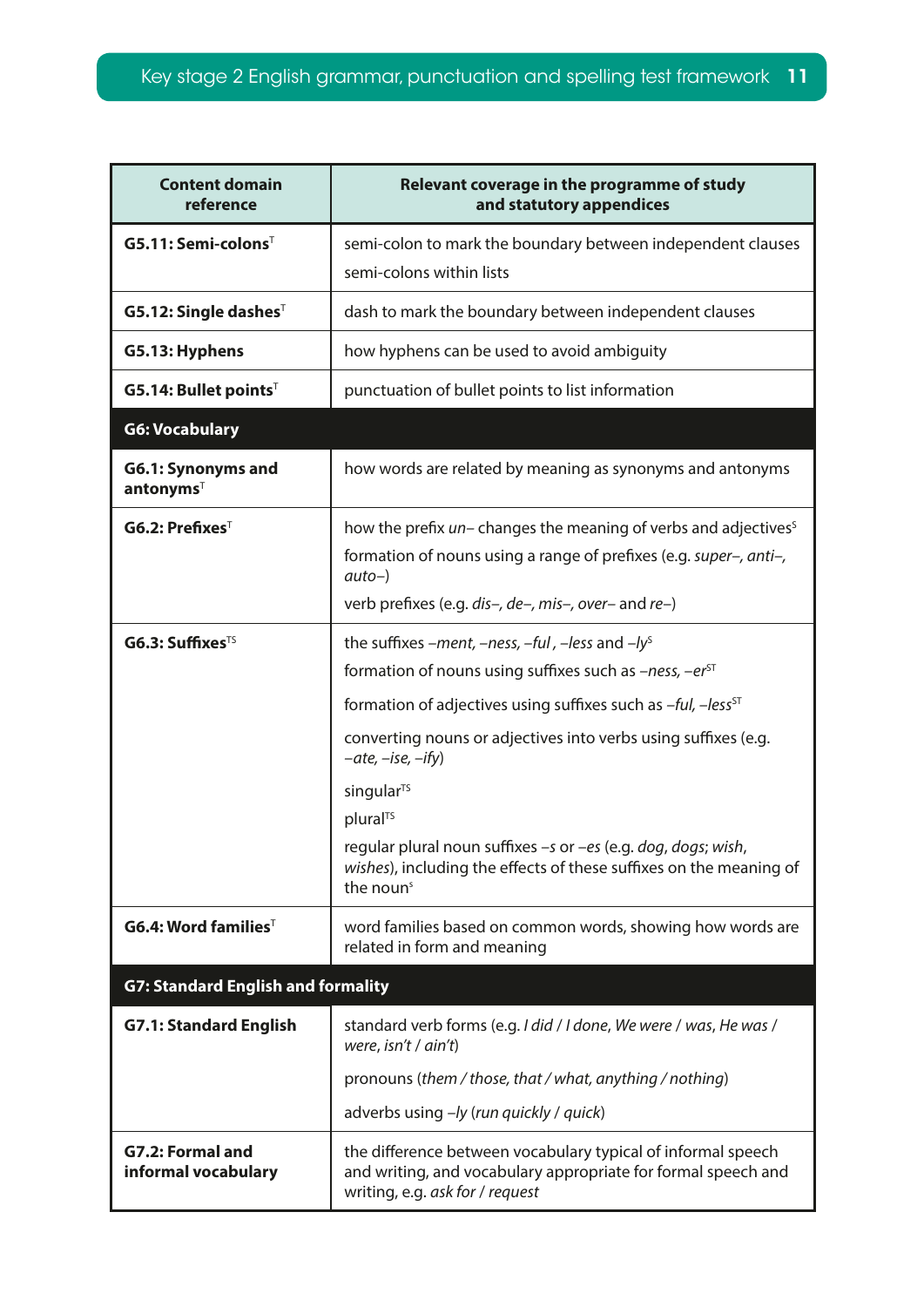| Content domain reference | Relevant coverage in the programme of study and statutory appendices |
|---|---|
| **G5.11: Semi-colons**[T] | semi-colon to mark the boundary between independent clauses<br>semi-colons within lists |
| **G5.12: Single dashes**[T] | dash to mark the boundary between independent clauses |
| **G5.13: Hyphens** | how hyphens can be used to avoid ambiguity |
| **G5.14: Bullet points**[T] | punctuation of bullet points to list information |
| **G6: Vocabulary** | |
| **G6.1: Synonyms and antonyms**[T] | how words are related by meaning as synonyms and antonyms |
| **G6.2: Prefixes**[T] | how the prefix *un–* changes the meaning of verbs and adjectives[S]<br>formation of nouns using a range of prefixes (e.g. *super–*, *anti–*, *auto–*)<br>verb prefixes (e.g. *dis–*, *de–*, *mis–*, *over–* and *re–*) |
| **G6.3: Suffixes**[TS] | the suffixes *–ment*, *–ness*, *–ful* , *–less* and *–ly*[S]<br>formation of nouns using suffixes such as *–ness*, *–er*[ST]<br>formation of adjectives using suffixes such as *–ful*, *–less*[ST]<br>converting nouns or adjectives into verbs using suffixes (e.g. *–ate*, *–ise*, *–ify*)<br>singular[TS]<br>plural[TS]<br>regular plural noun suffixes *–s* or *–es* (e.g. *dog*, *dogs*; *wish*, *wishes*), including the effects of these suffixes on the meaning of the noun[S] |
| **G6.4: Word families**[T] | word families based on common words, showing how words are related in form and meaning |
| **G7: Standard English and formality** | |
| **G7.1: Standard English** | standard verb forms (e.g. *I did / I done*, *We were / was*, *He was / were*, *isn't / ain't*)<br>pronouns (*them / those*, *that / what*, *anything / nothing*)<br>adverbs using *–ly* (*run quickly / quick*) |
| **G7.2: Formal and informal vocabulary** | the difference between vocabulary typical of informal speech and writing, and vocabulary appropriate for formal speech and writing, e.g. *ask for / request* |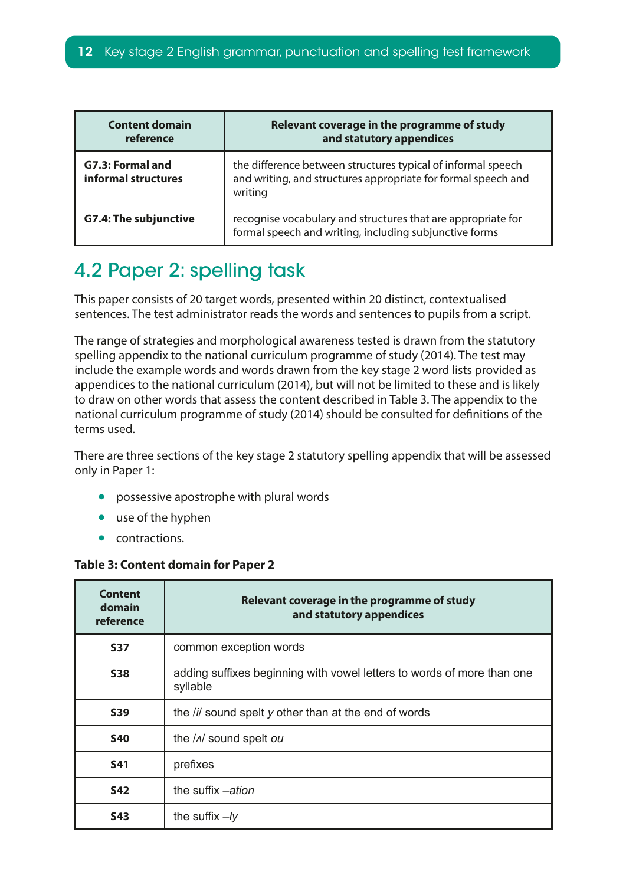| Content domain reference | Relevant coverage in the programme of study and statutory appendices |
| --- | --- |
| **G7.3: Formal and informal structures** | the difference between structures typical of informal speech and writing, and structures appropriate for formal speech and writing |
| **G7.4: The subjunctive** | recognise vocabulary and structures that are appropriate for formal speech and writing, including subjunctive forms |

## 4.2 Paper 2: spelling task

This paper consists of 20 target words, presented within 20 distinct, contextualised sentences. The test administrator reads the words and sentences to pupils from a script.

The range of strategies and morphological awareness tested is drawn from the statutory spelling appendix to the national curriculum programme of study (2014). The test may include the example words and words drawn from the key stage 2 word lists provided as appendices to the national curriculum (2014), but will not be limited to these and is likely to draw on other words that assess the content described in Table 3. The appendix to the national curriculum programme of study (2014) should be consulted for definitions of the terms used.

There are three sections of the key stage 2 statutory spelling appendix that will be assessed only in Paper 1:

- possessive apostrophe with plural words
- use of the hyphen
- contractions.

**Table 3: Content domain for Paper 2**

| Content domain reference | Relevant coverage in the programme of study and statutory appendices |
| --- | --- |
| **S37** | common exception words |
| **S38** | adding suffixes beginning with vowel letters to words of more than one syllable |
| **S39** | the /i/ sound spelt *y* other than at the end of words |
| **S40** | the /ʌ/ sound spelt *ou* |
| **S41** | prefixes |
| **S42** | the suffix *–ation* |
| **S43** | the suffix *–ly* |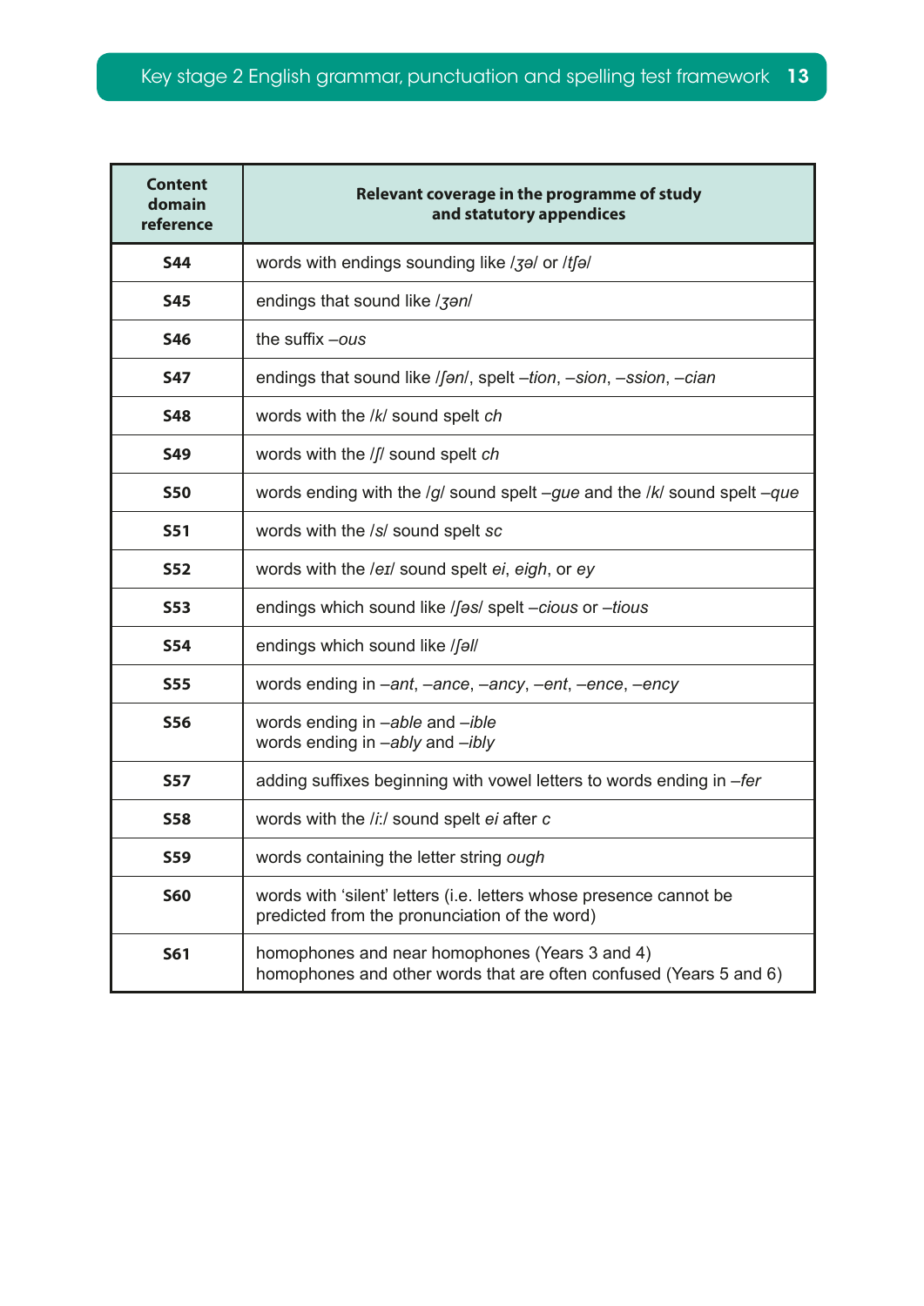| Content domain reference | Relevant coverage in the programme of study and statutory appendices |
|---|---|
| **S44** | words with endings sounding like /ʒə/ or /tʃə/ |
| **S45** | endings that sound like /ʒən/ |
| **S46** | the suffix *–ous* |
| **S47** | endings that sound like /ʃən/, spelt *–tion*, *–sion*, *–ssion*, *–cian* |
| **S48** | words with the /k/ sound spelt *ch* |
| **S49** | words with the /ʃ/ sound spelt *ch* |
| **S50** | words ending with the /g/ sound spelt *–gue* and the /k/ sound spelt *–que* |
| **S51** | words with the /s/ sound spelt *sc* |
| **S52** | words with the /eɪ/ sound spelt *ei*, *eigh*, or *ey* |
| **S53** | endings which sound like /ʃəs/ spelt *–cious* or *–tious* |
| **S54** | endings which sound like /ʃəl/ |
| **S55** | words ending in *–ant*, *–ance*, *–ancy*, *–ent*, *–ence*, *–ency* |
| **S56** | words ending in *–able* and *–ible*<br>words ending in *–ably* and *–ibly* |
| **S57** | adding suffixes beginning with vowel letters to words ending in *–fer* |
| **S58** | words with the /iː/ sound spelt *ei* after *c* |
| **S59** | words containing the letter string *ough* |
| **S60** | words with 'silent' letters (i.e. letters whose presence cannot be predicted from the pronunciation of the word) |
| **S61** | homophones and near homophones (Years 3 and 4)<br>homophones and other words that are often confused (Years 5 and 6) |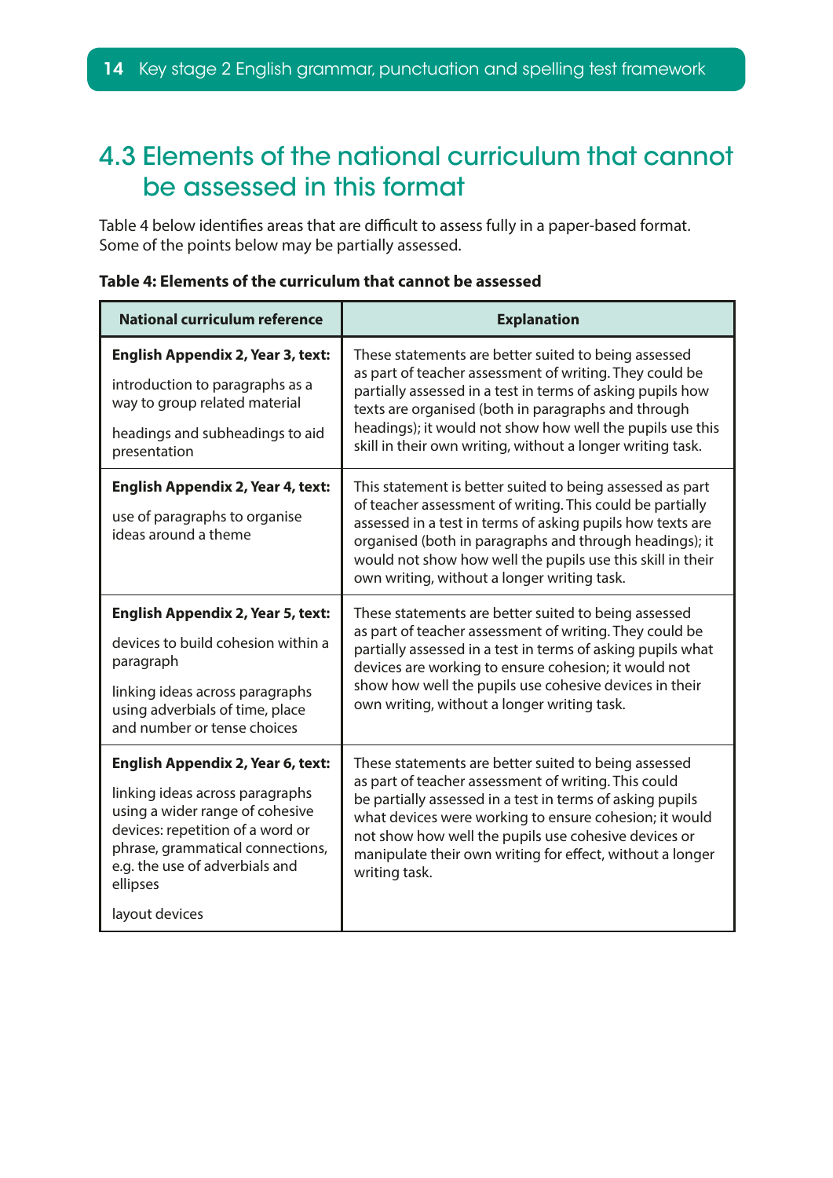## 4.3 Elements of the national curriculum that cannot be assessed in this format

Table 4 below identifies areas that are difficult to assess fully in a paper-based format. Some of the points below may be partially assessed.

**Table 4: Elements of the curriculum that cannot be assessed**

| National curriculum reference | Explanation |
|---|---|
| **English Appendix 2, Year 3, text:**<br><br>introduction to paragraphs as a way to group related material<br><br>headings and subheadings to aid presentation | These statements are better suited to being assessed as part of teacher assessment of writing. They could be partially assessed in a test in terms of asking pupils how texts are organised (both in paragraphs and through headings); it would not show how well the pupils use this skill in their own writing, without a longer writing task. |
| **English Appendix 2, Year 4, text:**<br><br>use of paragraphs to organise ideas around a theme | This statement is better suited to being assessed as part of teacher assessment of writing. This could be partially assessed in a test in terms of asking pupils how texts are organised (both in paragraphs and through headings); it would not show how well the pupils use this skill in their own writing, without a longer writing task. |
| **English Appendix 2, Year 5, text:**<br><br>devices to build cohesion within a paragraph<br><br>linking ideas across paragraphs using adverbials of time, place and number or tense choices | These statements are better suited to being assessed as part of teacher assessment of writing. They could be partially assessed in a test in terms of asking pupils what devices are working to ensure cohesion; it would not show how well the pupils use cohesive devices in their own writing, without a longer writing task. |
| **English Appendix 2, Year 6, text:**<br><br>linking ideas across paragraphs using a wider range of cohesive devices: repetition of a word or phrase, grammatical connections, e.g. the use of adverbials and ellipses<br><br>layout devices | These statements are better suited to being assessed as part of teacher assessment of writing. This could be partially assessed in a test in terms of asking pupils what devices were working to ensure cohesion; it would not show how well the pupils use cohesive devices or manipulate their own writing for effect, without a longer writing task. |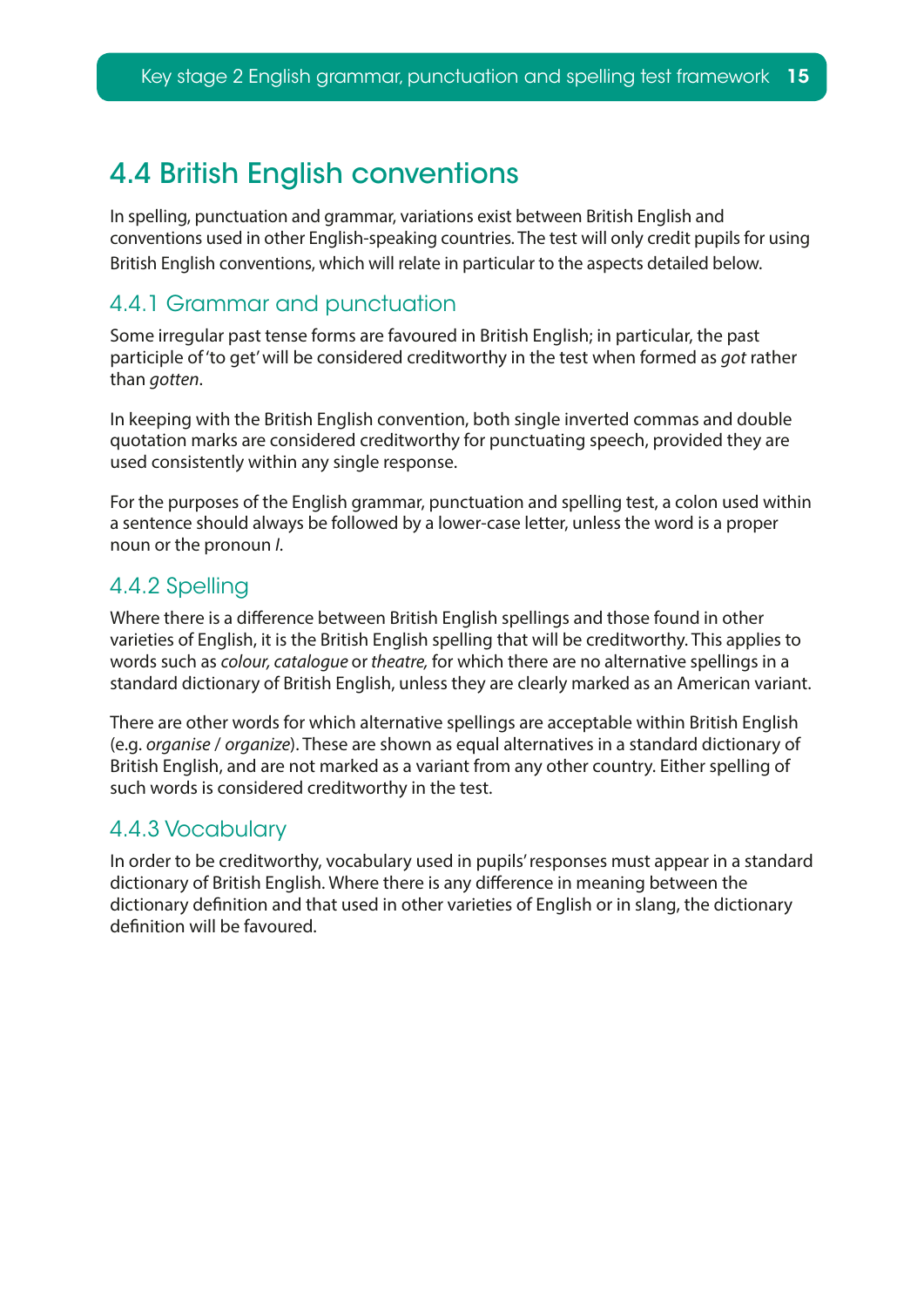## 4.4 British English conventions

In spelling, punctuation and grammar, variations exist between British English and conventions used in other English-speaking countries. The test will only credit pupils for using British English conventions, which will relate in particular to the aspects detailed below.

### 4.4.1 Grammar and punctuation

Some irregular past tense forms are favoured in British English; in particular, the past participle of 'to get' will be considered creditworthy in the test when formed as *got* rather than *gotten*.

In keeping with the British English convention, both single inverted commas and double quotation marks are considered creditworthy for punctuating speech, provided they are used consistently within any single response.

For the purposes of the English grammar, punctuation and spelling test, a colon used within a sentence should always be followed by a lower-case letter, unless the word is a proper noun or the pronoun *I*.

### 4.4.2 Spelling

Where there is a difference between British English spellings and those found in other varieties of English, it is the British English spelling that will be creditworthy. This applies to words such as *colour, catalogue* or *theatre,* for which there are no alternative spellings in a standard dictionary of British English, unless they are clearly marked as an American variant.

There are other words for which alternative spellings are acceptable within British English (e.g. *organise* / *organize*). These are shown as equal alternatives in a standard dictionary of British English, and are not marked as a variant from any other country. Either spelling of such words is considered creditworthy in the test.

### 4.4.3 Vocabulary

In order to be creditworthy, vocabulary used in pupils' responses must appear in a standard dictionary of British English. Where there is any difference in meaning between the dictionary definition and that used in other varieties of English or in slang, the dictionary definition will be favoured.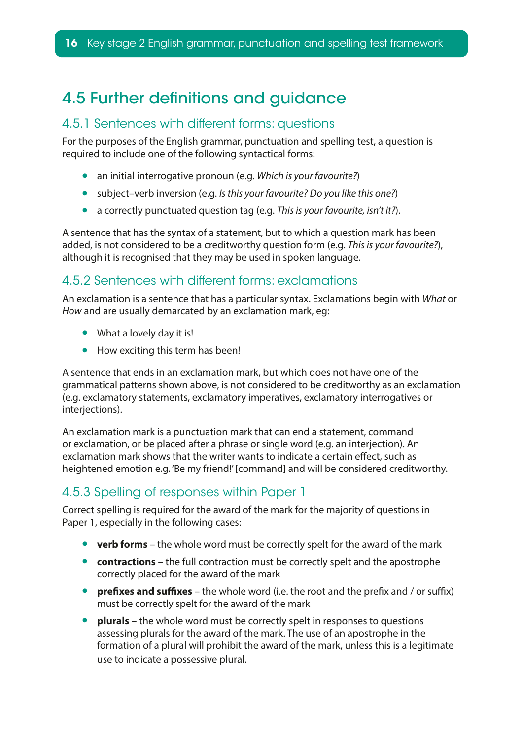## 4.5 Further definitions and guidance

### 4.5.1 Sentences with different forms: questions

For the purposes of the English grammar, punctuation and spelling test, a question is required to include one of the following syntactical forms:

- an initial interrogative pronoun (e.g. *Which is your favourite?*)
- subject–verb inversion (e.g. *Is this your favourite? Do you like this one?*)
- a correctly punctuated question tag (e.g. *This is your favourite, isn't it?*).

A sentence that has the syntax of a statement, but to which a question mark has been added, is not considered to be a creditworthy question form (e.g. *This is your favourite?*), although it is recognised that they may be used in spoken language.

### 4.5.2 Sentences with different forms: exclamations

An exclamation is a sentence that has a particular syntax. Exclamations begin with *What* or *How* and are usually demarcated by an exclamation mark, eg:

- What a lovely day it is!
- How exciting this term has been!

A sentence that ends in an exclamation mark, but which does not have one of the grammatical patterns shown above, is not considered to be creditworthy as an exclamation (e.g. exclamatory statements, exclamatory imperatives, exclamatory interrogatives or interjections).

An exclamation mark is a punctuation mark that can end a statement, command or exclamation, or be placed after a phrase or single word (e.g. an interjection). An exclamation mark shows that the writer wants to indicate a certain effect, such as heightened emotion e.g. 'Be my friend!' [command] and will be considered creditworthy.

### 4.5.3 Spelling of responses within Paper 1

Correct spelling is required for the award of the mark for the majority of questions in Paper 1, especially in the following cases:

- **verb forms** – the whole word must be correctly spelt for the award of the mark
- **contractions** – the full contraction must be correctly spelt and the apostrophe correctly placed for the award of the mark
- **prefixes and suffixes** – the whole word (i.e. the root and the prefix and / or suffix) must be correctly spelt for the award of the mark
- **plurals** – the whole word must be correctly spelt in responses to questions assessing plurals for the award of the mark. The use of an apostrophe in the formation of a plural will prohibit the award of the mark, unless this is a legitimate use to indicate a possessive plural.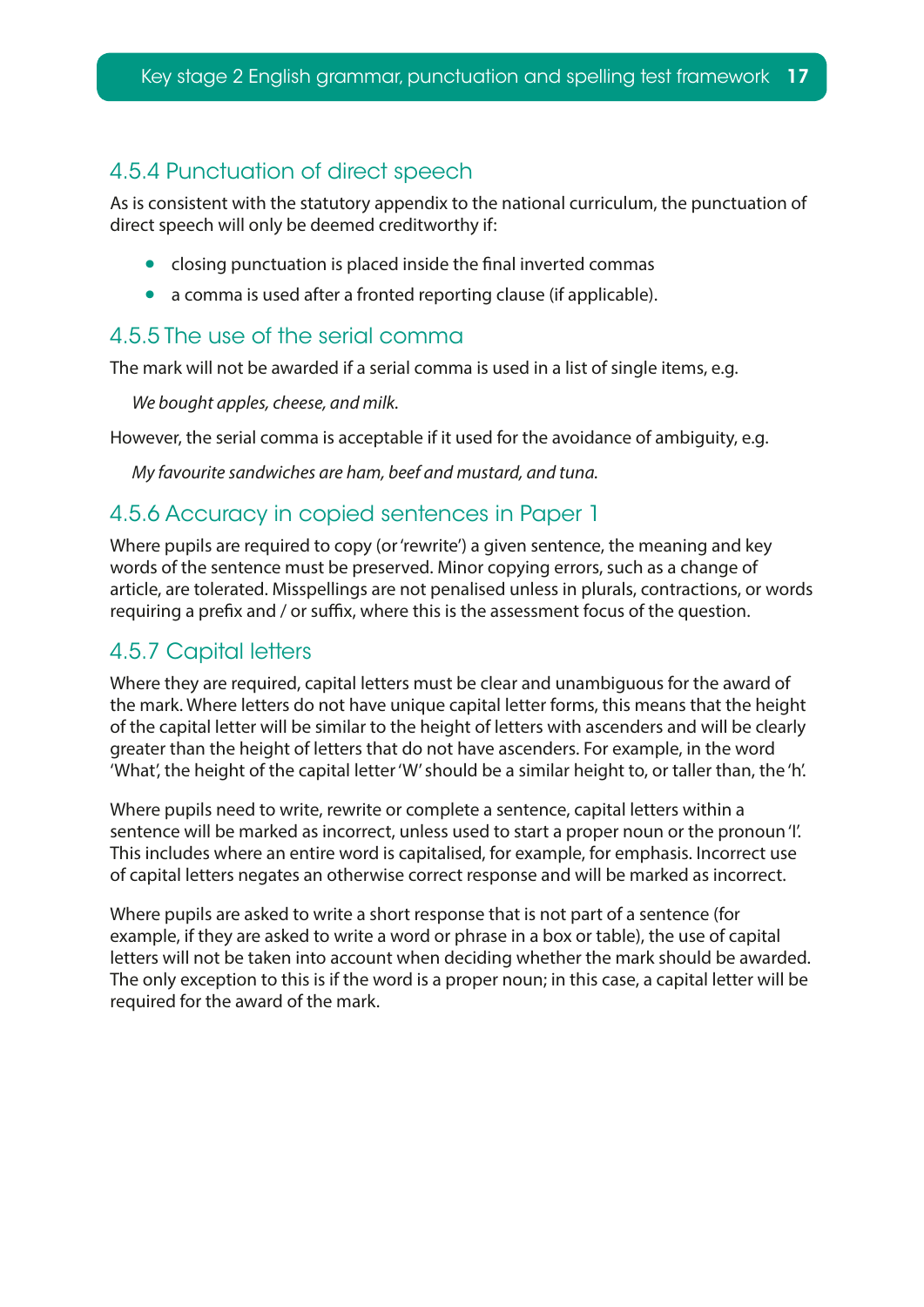### 4.5.4 Punctuation of direct speech

As is consistent with the statutory appendix to the national curriculum, the punctuation of direct speech will only be deemed creditworthy if:

- closing punctuation is placed inside the final inverted commas
- a comma is used after a fronted reporting clause (if applicable).

### 4.5.5 The use of the serial comma

The mark will not be awarded if a serial comma is used in a list of single items, e.g.

*We bought apples, cheese, and milk.*

However, the serial comma is acceptable if it used for the avoidance of ambiguity, e.g.

*My favourite sandwiches are ham, beef and mustard, and tuna.*

### 4.5.6 Accuracy in copied sentences in Paper 1

Where pupils are required to copy (or 'rewrite') a given sentence, the meaning and key words of the sentence must be preserved. Minor copying errors, such as a change of article, are tolerated. Misspellings are not penalised unless in plurals, contractions, or words requiring a prefix and / or suffix, where this is the assessment focus of the question.

### 4.5.7 Capital letters

Where they are required, capital letters must be clear and unambiguous for the award of the mark. Where letters do not have unique capital letter forms, this means that the height of the capital letter will be similar to the height of letters with ascenders and will be clearly greater than the height of letters that do not have ascenders. For example, in the word 'What', the height of the capital letter 'W' should be a similar height to, or taller than, the 'h'.

Where pupils need to write, rewrite or complete a sentence, capital letters within a sentence will be marked as incorrect, unless used to start a proper noun or the pronoun 'I'. This includes where an entire word is capitalised, for example, for emphasis. Incorrect use of capital letters negates an otherwise correct response and will be marked as incorrect.

Where pupils are asked to write a short response that is not part of a sentence (for example, if they are asked to write a word or phrase in a box or table), the use of capital letters will not be taken into account when deciding whether the mark should be awarded. The only exception to this is if the word is a proper noun; in this case, a capital letter will be required for the award of the mark.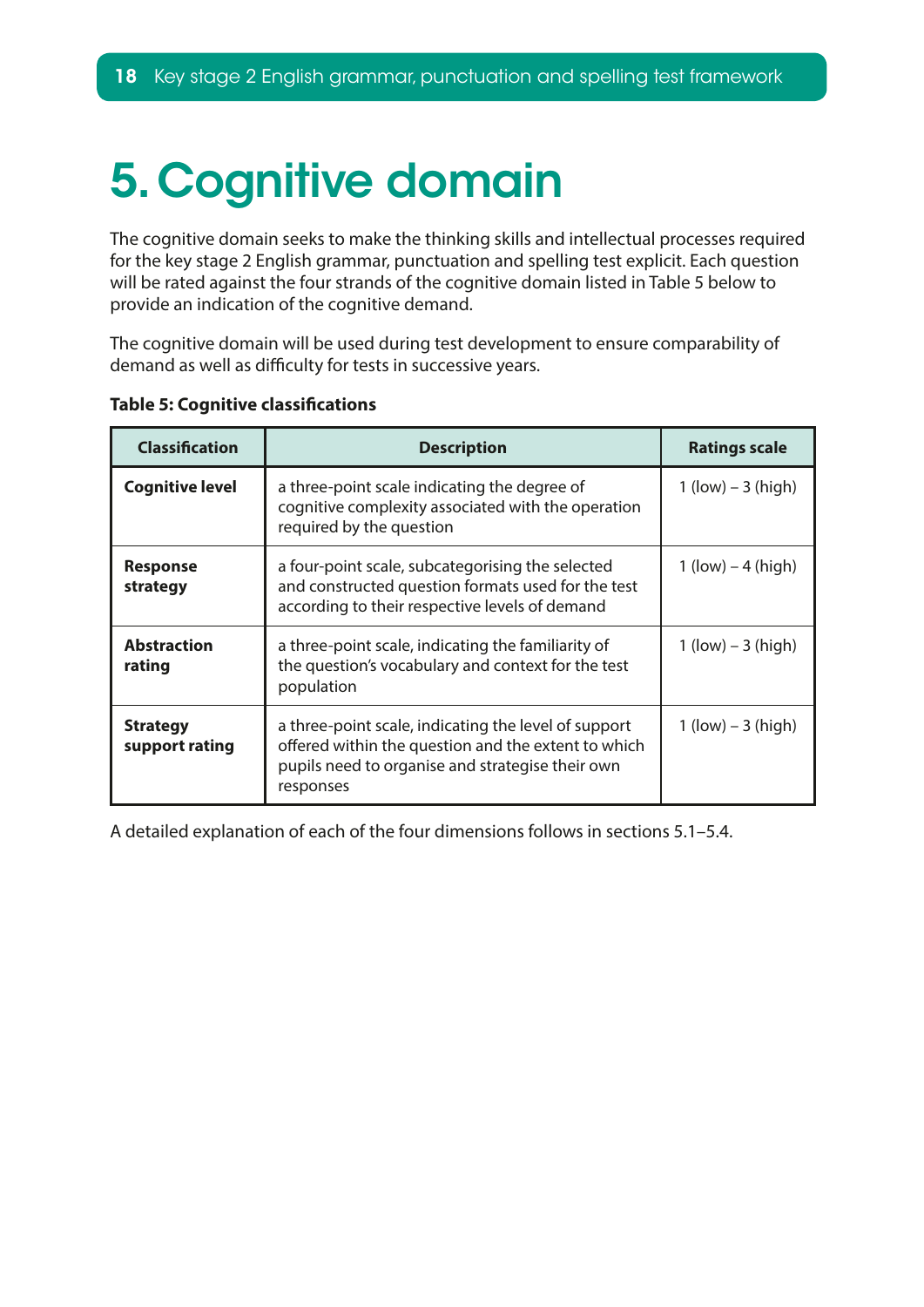# 5. Cognitive domain

The cognitive domain seeks to make the thinking skills and intellectual processes required for the key stage 2 English grammar, punctuation and spelling test explicit. Each question will be rated against the four strands of the cognitive domain listed in Table 5 below to provide an indication of the cognitive demand.

The cognitive domain will be used during test development to ensure comparability of demand as well as difficulty for tests in successive years.

**Table 5: Cognitive classifications**

| Classification | Description | Ratings scale |
|---|---|---|
| **Cognitive level** | a three-point scale indicating the degree of cognitive complexity associated with the operation required by the question | 1 (low) – 3 (high) |
| **Response strategy** | a four-point scale, subcategorising the selected and constructed question formats used for the test according to their respective levels of demand | 1 (low) – 4 (high) |
| **Abstraction rating** | a three-point scale, indicating the familiarity of the question's vocabulary and context for the test population | 1 (low) – 3 (high) |
| **Strategy support rating** | a three-point scale, indicating the level of support offered within the question and the extent to which pupils need to organise and strategise their own responses | 1 (low) – 3 (high) |

A detailed explanation of each of the four dimensions follows in sections 5.1–5.4.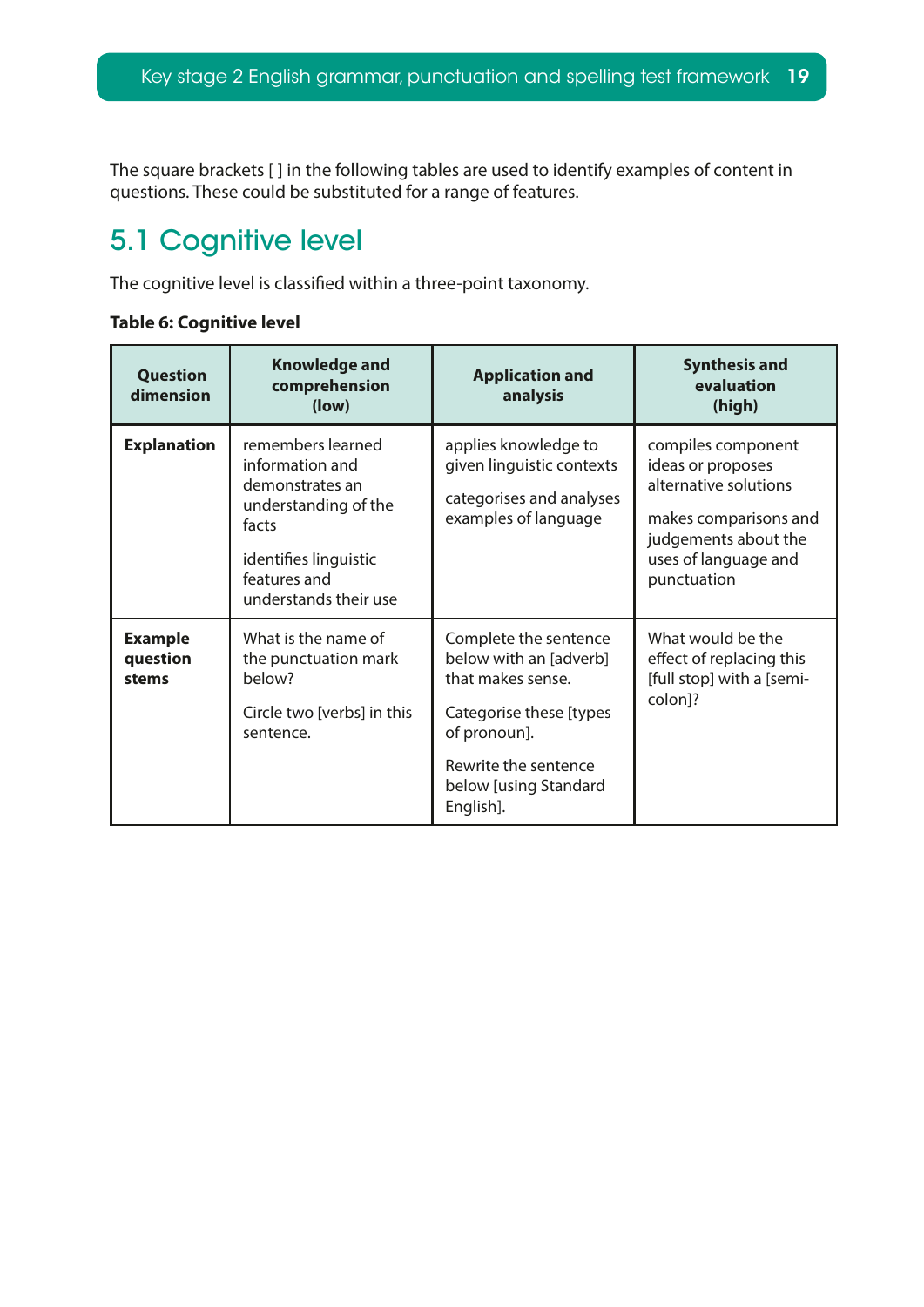The square brackets [ ] in the following tables are used to identify examples of content in questions. These could be substituted for a range of features.

## 5.1 Cognitive level

The cognitive level is classified within a three-point taxonomy.

**Table 6: Cognitive level**

| Question dimension | Knowledge and comprehension (low) | Application and analysis | Synthesis and evaluation (high) |
|---|---|---|---|
| **Explanation** | remembers learned information and demonstrates an understanding of the facts<br><br>identifies linguistic features and understands their use | applies knowledge to given linguistic contexts<br><br>categorises and analyses examples of language | compiles component ideas or proposes alternative solutions<br><br>makes comparisons and judgements about the uses of language and punctuation |
| **Example question stems** | What is the name of the punctuation mark below?<br><br>Circle two [verbs] in this sentence. | Complete the sentence below with an [adverb] that makes sense.<br><br>Categorise these [types of pronoun].<br><br>Rewrite the sentence below [using Standard English]. | What would be the effect of replacing this [full stop] with a [semi-colon]? |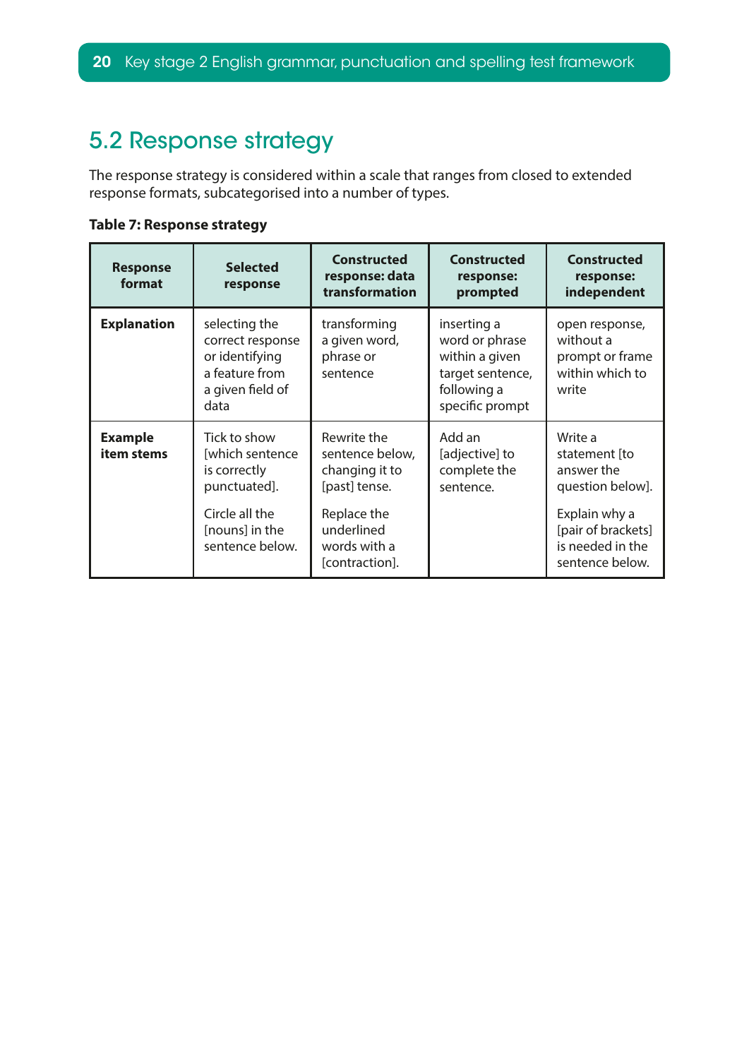## 5.2 Response strategy

The response strategy is considered within a scale that ranges from closed to extended response formats, subcategorised into a number of types.

**Table 7: Response strategy**

| Response format | Selected response | Constructed response: data transformation | Constructed response: prompted | Constructed response: independent |
|---|---|---|---|---|
| **Explanation** | selecting the correct response or identifying a feature from a given field of data | transforming a given word, phrase or sentence | inserting a word or phrase within a given target sentence, following a specific prompt | open response, without a prompt or frame within which to write |
| **Example item stems** | Tick to show [which sentence is correctly punctuated].<br><br>Circle all the [nouns] in the sentence below. | Rewrite the sentence below, changing it to [past] tense.<br><br>Replace the underlined words with a [contraction]. | Add an [adjective] to complete the sentence. | Write a statement [to answer the question below].<br><br>Explain why a [pair of brackets] is needed in the sentence below. |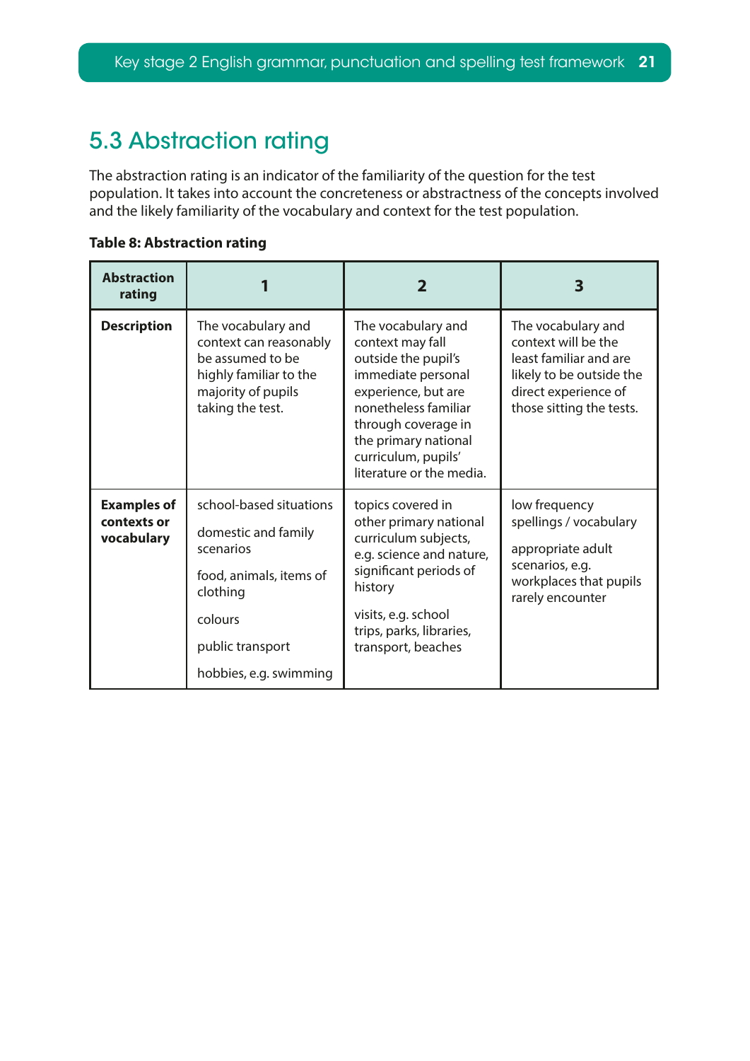## 5.3 Abstraction rating

The abstraction rating is an indicator of the familiarity of the question for the test population. It takes into account the concreteness or abstractness of the concepts involved and the likely familiarity of the vocabulary and context for the test population.

**Table 8: Abstraction rating**

| Abstraction rating | 1 | 2 | 3 |
|---|---|---|---|
| **Description** | The vocabulary and context can reasonably be assumed to be highly familiar to the majority of pupils taking the test. | The vocabulary and context may fall outside the pupil's immediate personal experience, but are nonetheless familiar through coverage in the primary national curriculum, pupils' literature or the media. | The vocabulary and context will be the least familiar and are likely to be outside the direct experience of those sitting the tests. |
| **Examples of contexts or vocabulary** | school-based situations<br><br>domestic and family scenarios<br><br>food, animals, items of clothing<br><br>colours<br><br>public transport<br><br>hobbies, e.g. swimming | topics covered in other primary national curriculum subjects, e.g. science and nature, significant periods of history<br><br>visits, e.g. school trips, parks, libraries, transport, beaches | low frequency spellings / vocabulary<br><br>appropriate adult scenarios, e.g. workplaces that pupils rarely encounter |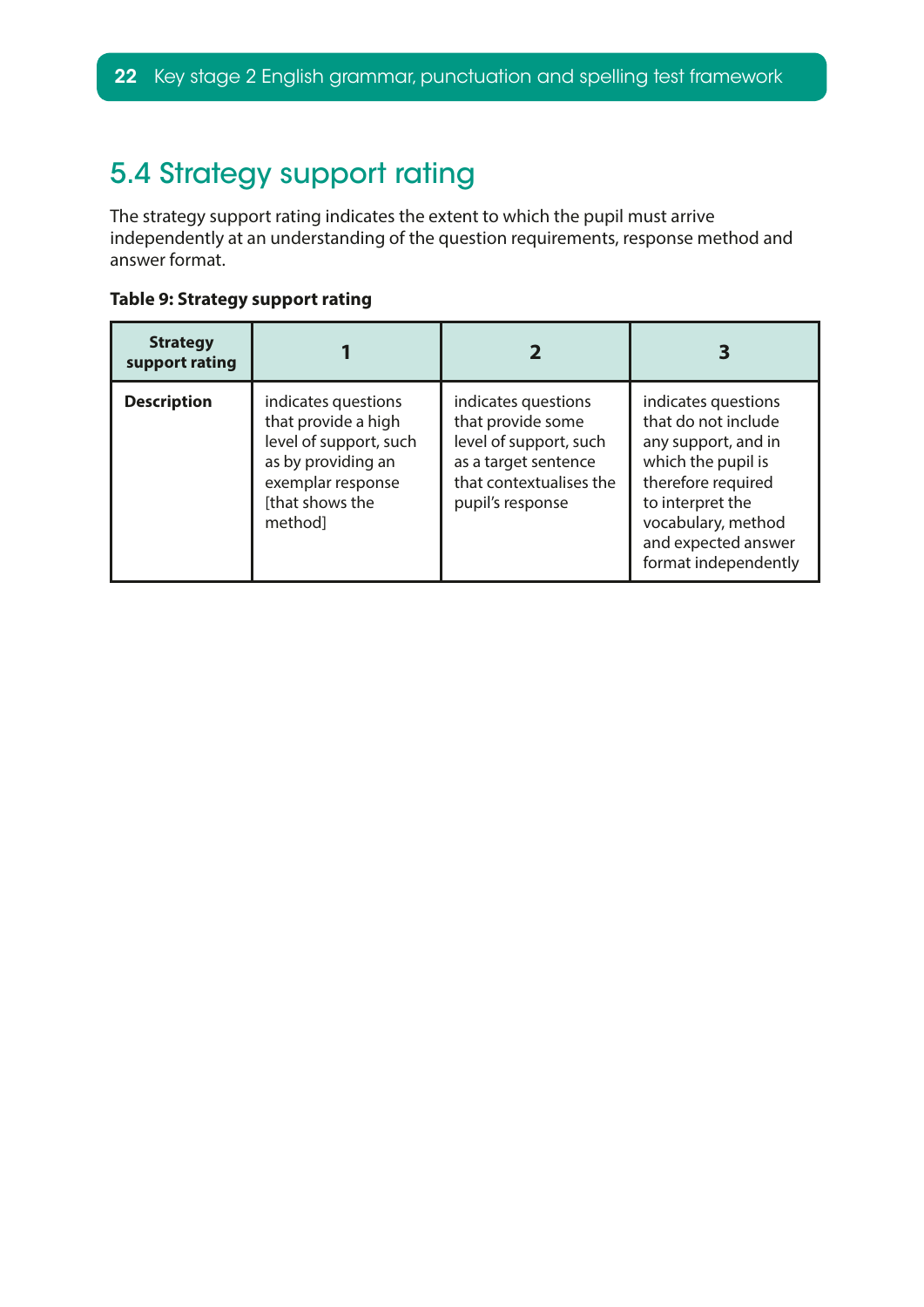## 5.4 Strategy support rating

The strategy support rating indicates the extent to which the pupil must arrive independently at an understanding of the question requirements, response method and answer format.

**Table 9: Strategy support rating**

| Strategy support rating | 1 | 2 | 3 |
|---|---|---|---|
| **Description** | indicates questions that provide a high level of support, such as by providing an exemplar response [that shows the method] | indicates questions that provide some level of support, such as a target sentence that contextualises the pupil's response | indicates questions that do not include any support, and in which the pupil is therefore required to interpret the vocabulary, method and expected answer format independently |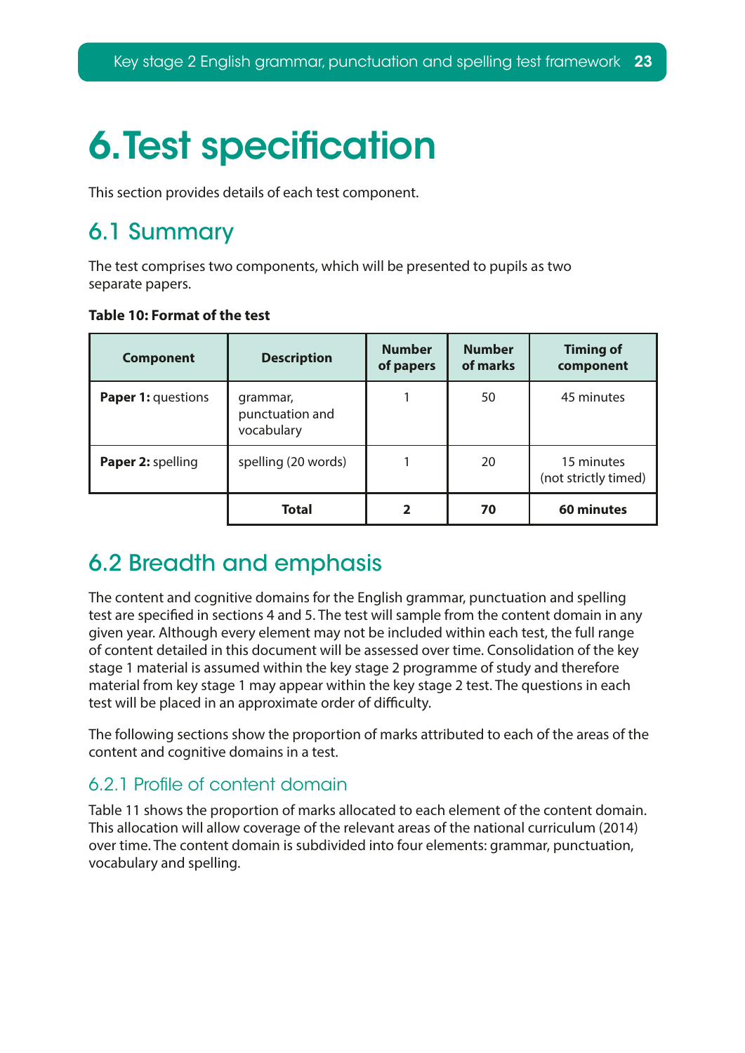# 6. Test specification

This section provides details of each test component.

## 6.1 Summary

The test comprises two components, which will be presented to pupils as two separate papers.

**Table 10: Format of the test**

| Component | Description | Number of papers | Number of marks | Timing of component |
|---|---|---|---|---|
| **Paper 1:** questions | grammar, punctuation and vocabulary | 1 | 50 | 45 minutes |
| **Paper 2:** spelling | spelling (20 words) | 1 | 20 | 15 minutes (not strictly timed) |
| | **Total** | **2** | **70** | **60 minutes** |

## 6.2 Breadth and emphasis

The content and cognitive domains for the English grammar, punctuation and spelling test are specified in sections 4 and 5. The test will sample from the content domain in any given year. Although every element may not be included within each test, the full range of content detailed in this document will be assessed over time. Consolidation of the key stage 1 material is assumed within the key stage 2 programme of study and therefore material from key stage 1 may appear within the key stage 2 test. The questions in each test will be placed in an approximate order of difficulty.

The following sections show the proportion of marks attributed to each of the areas of the content and cognitive domains in a test.

### 6.2.1 Profile of content domain

Table 11 shows the proportion of marks allocated to each element of the content domain. This allocation will allow coverage of the relevant areas of the national curriculum (2014) over time. The content domain is subdivided into four elements: grammar, punctuation, vocabulary and spelling.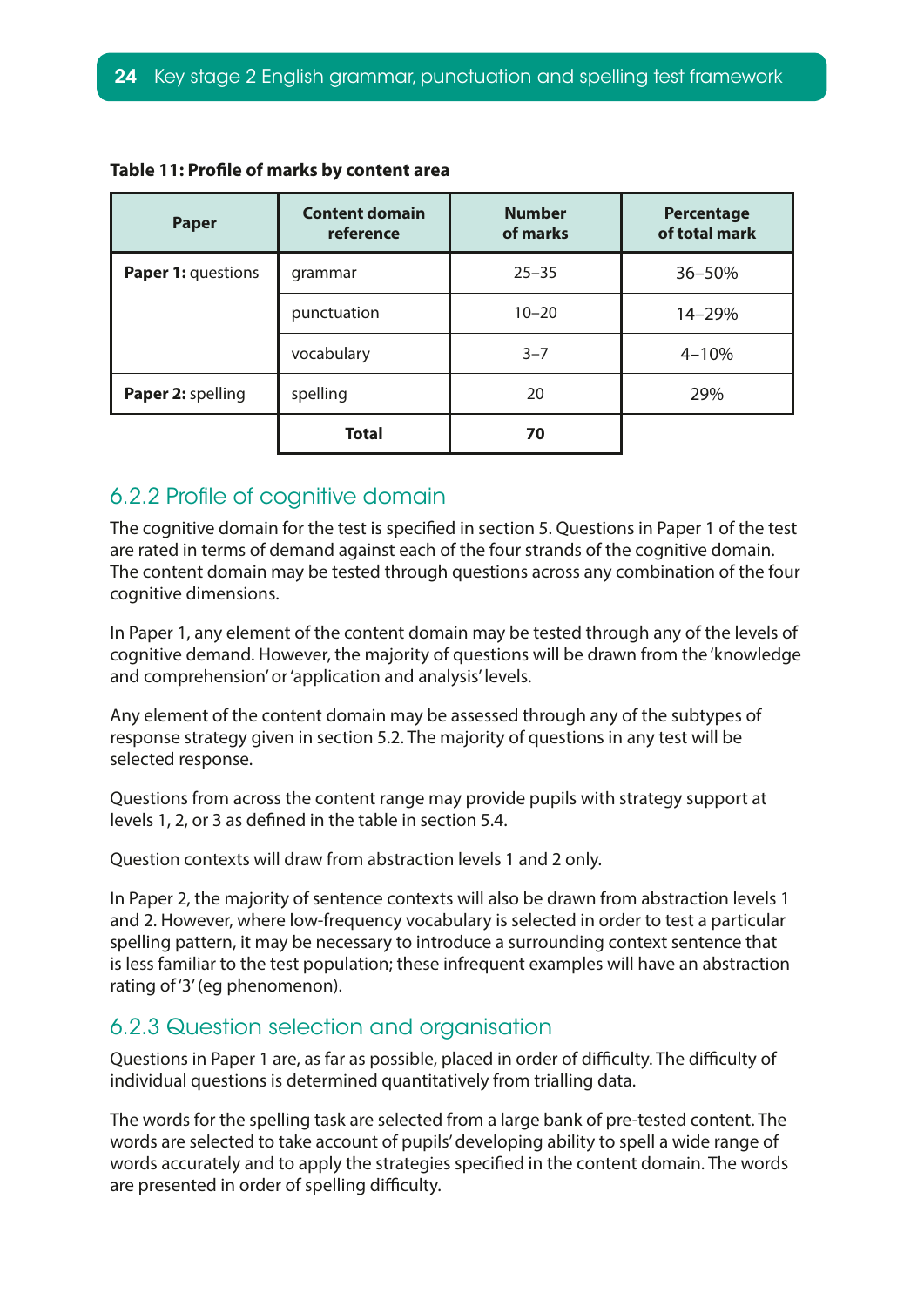**Table 11: Profile of marks by content area**

| Paper | Content domain reference | Number of marks | Percentage of total mark |
|---|---|---|---|
| **Paper 1:** questions | grammar | 25–35 | 36–50% |
| | punctuation | 10–20 | 14–29% |
| | vocabulary | 3–7 | 4–10% |
| **Paper 2:** spelling | spelling | 20 | 29% |
| | **Total** | **70** | |

### 6.2.2 Profile of cognitive domain

The cognitive domain for the test is specified in section 5. Questions in Paper 1 of the test are rated in terms of demand against each of the four strands of the cognitive domain. The content domain may be tested through questions across any combination of the four cognitive dimensions.

In Paper 1, any element of the content domain may be tested through any of the levels of cognitive demand. However, the majority of questions will be drawn from the 'knowledge and comprehension' or 'application and analysis' levels.

Any element of the content domain may be assessed through any of the subtypes of response strategy given in section 5.2. The majority of questions in any test will be selected response.

Questions from across the content range may provide pupils with strategy support at levels 1, 2, or 3 as defined in the table in section 5.4.

Question contexts will draw from abstraction levels 1 and 2 only.

In Paper 2, the majority of sentence contexts will also be drawn from abstraction levels 1 and 2. However, where low-frequency vocabulary is selected in order to test a particular spelling pattern, it may be necessary to introduce a surrounding context sentence that is less familiar to the test population; these infrequent examples will have an abstraction rating of '3' (eg phenomenon).

### 6.2.3 Question selection and organisation

Questions in Paper 1 are, as far as possible, placed in order of difficulty. The difficulty of individual questions is determined quantitatively from trialling data.

The words for the spelling task are selected from a large bank of pre-tested content. The words are selected to take account of pupils' developing ability to spell a wide range of words accurately and to apply the strategies specified in the content domain. The words are presented in order of spelling difficulty.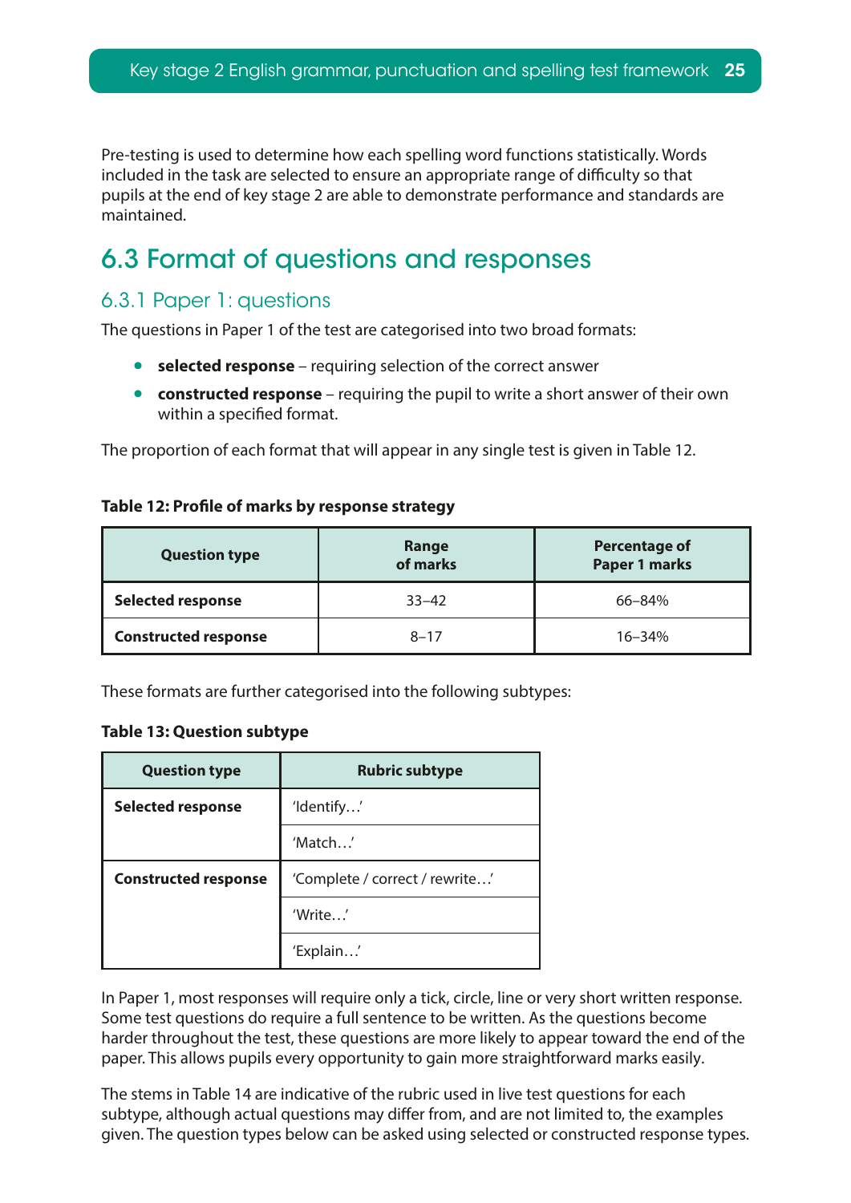Pre-testing is used to determine how each spelling word functions statistically. Words included in the task are selected to ensure an appropriate range of difficulty so that pupils at the end of key stage 2 are able to demonstrate performance and standards are maintained.

## 6.3 Format of questions and responses

### 6.3.1 Paper 1: questions

The questions in Paper 1 of the test are categorised into two broad formats:

- **selected response** – requiring selection of the correct answer
- **constructed response** – requiring the pupil to write a short answer of their own within a specified format.

The proportion of each format that will appear in any single test is given in Table 12.

**Table 12: Profile of marks by response strategy**

| Question type | Range of marks | Percentage of Paper 1 marks |
|---|---|---|
| **Selected response** | 33–42 | 66–84% |
| **Constructed response** | 8–17 | 16–34% |

These formats are further categorised into the following subtypes:

**Table 13: Question subtype**

| Question type | Rubric subtype |
|---|---|
| **Selected response** | 'Identify…' |
| | 'Match…' |
| **Constructed response** | 'Complete / correct / rewrite…' |
| | 'Write…' |
| | 'Explain…' |

In Paper 1, most responses will require only a tick, circle, line or very short written response. Some test questions do require a full sentence to be written. As the questions become harder throughout the test, these questions are more likely to appear toward the end of the paper. This allows pupils every opportunity to gain more straightforward marks easily.

The stems in Table 14 are indicative of the rubric used in live test questions for each subtype, although actual questions may differ from, and are not limited to, the examples given. The question types below can be asked using selected or constructed response types.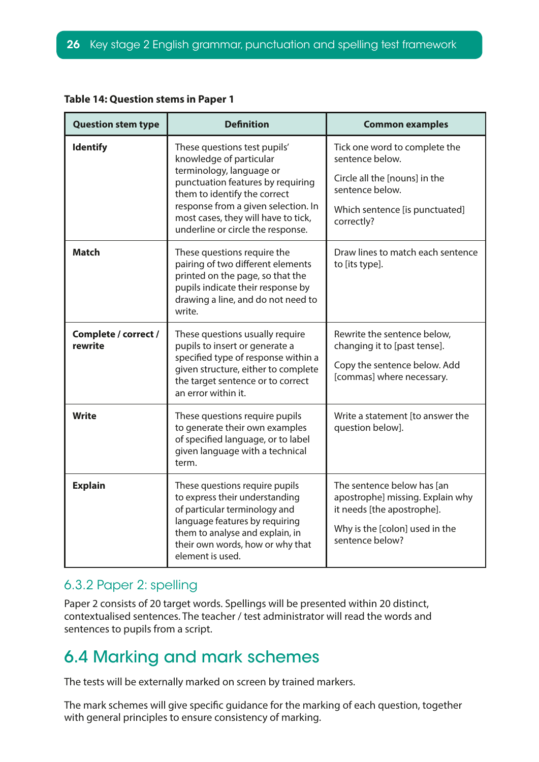**Table 14: Question stems in Paper 1**

| Question stem type | Definition | Common examples |
|---|---|---|
| **Identify** | These questions test pupils' knowledge of particular terminology, language or punctuation features by requiring them to identify the correct response from a given selection. In most cases, they will have to tick, underline or circle the response. | Tick one word to complete the sentence below.<br><br>Circle all the [nouns] in the sentence below.<br><br>Which sentence [is punctuated] correctly? |
| **Match** | These questions require the pairing of two different elements printed on the page, so that the pupils indicate their response by drawing a line, and do not need to write. | Draw lines to match each sentence to [its type]. |
| **Complete / correct / rewrite** | These questions usually require pupils to insert or generate a specified type of response within a given structure, either to complete the target sentence or to correct an error within it. | Rewrite the sentence below, changing it to [past tense].<br><br>Copy the sentence below. Add [commas] where necessary. |
| **Write** | These questions require pupils to generate their own examples of specified language, or to label given language with a technical term. | Write a statement [to answer the question below]. |
| **Explain** | These questions require pupils to express their understanding of particular terminology and language features by requiring them to analyse and explain, in their own words, how or why that element is used. | The sentence below has [an apostrophe] missing. Explain why it needs [the apostrophe].<br><br>Why is the [colon] used in the sentence below? |

### 6.3.2 Paper 2: spelling

Paper 2 consists of 20 target words. Spellings will be presented within 20 distinct, contextualised sentences. The teacher / test administrator will read the words and sentences to pupils from a script.

## 6.4 Marking and mark schemes

The tests will be externally marked on screen by trained markers.

The mark schemes will give specific guidance for the marking of each question, together with general principles to ensure consistency of marking.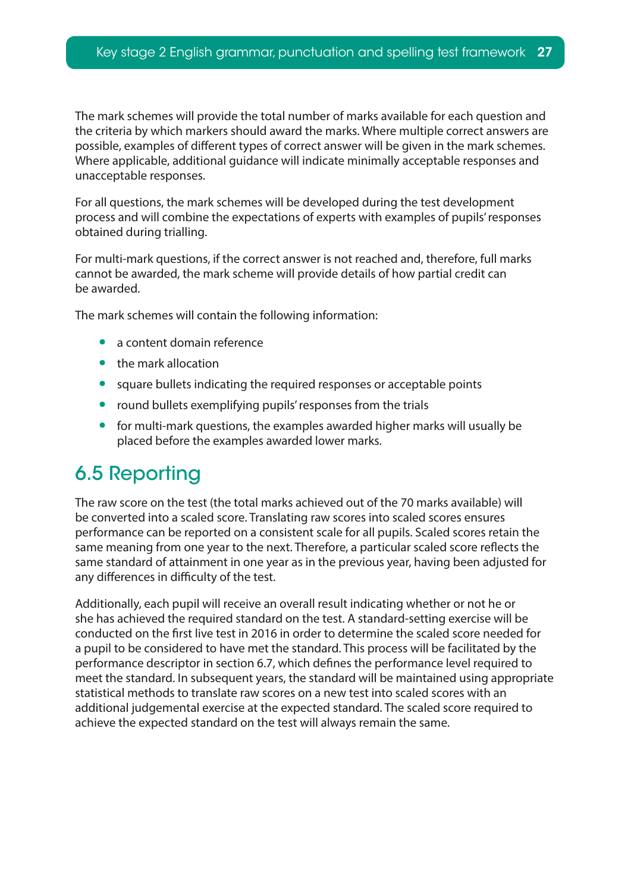The mark schemes will provide the total number of marks available for each question and the criteria by which markers should award the marks. Where multiple correct answers are possible, examples of different types of correct answer will be given in the mark schemes. Where applicable, additional guidance will indicate minimally acceptable responses and unacceptable responses.

For all questions, the mark schemes will be developed during the test development process and will combine the expectations of experts with examples of pupils' responses obtained during trialling.

For multi-mark questions, if the correct answer is not reached and, therefore, full marks cannot be awarded, the mark scheme will provide details of how partial credit can be awarded.

The mark schemes will contain the following information:

- a content domain reference
- the mark allocation
- square bullets indicating the required responses or acceptable points
- round bullets exemplifying pupils' responses from the trials
- for multi-mark questions, the examples awarded higher marks will usually be placed before the examples awarded lower marks.

## 6.5 Reporting

The raw score on the test (the total marks achieved out of the 70 marks available) will be converted into a scaled score. Translating raw scores into scaled scores ensures performance can be reported on a consistent scale for all pupils. Scaled scores retain the same meaning from one year to the next. Therefore, a particular scaled score reflects the same standard of attainment in one year as in the previous year, having been adjusted for any differences in difficulty of the test.

Additionally, each pupil will receive an overall result indicating whether or not he or she has achieved the required standard on the test. A standard-setting exercise will be conducted on the first live test in 2016 in order to determine the scaled score needed for a pupil to be considered to have met the standard. This process will be facilitated by the performance descriptor in section 6.7, which defines the performance level required to meet the standard. In subsequent years, the standard will be maintained using appropriate statistical methods to translate raw scores on a new test into scaled scores with an additional judgemental exercise at the expected standard. The scaled score required to achieve the expected standard on the test will always remain the same.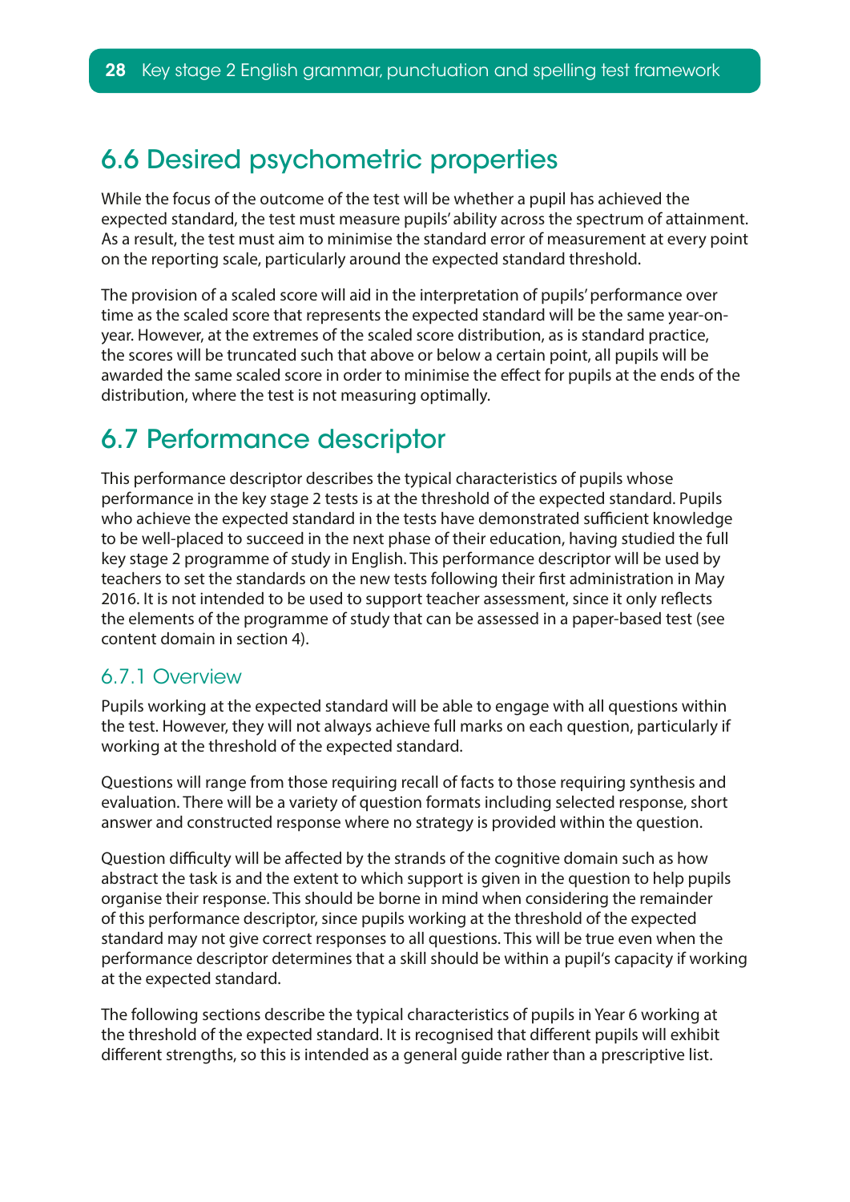## 6.6 Desired psychometric properties

While the focus of the outcome of the test will be whether a pupil has achieved the expected standard, the test must measure pupils' ability across the spectrum of attainment. As a result, the test must aim to minimise the standard error of measurement at every point on the reporting scale, particularly around the expected standard threshold.

The provision of a scaled score will aid in the interpretation of pupils' performance over time as the scaled score that represents the expected standard will be the same year-on-year. However, at the extremes of the scaled score distribution, as is standard practice, the scores will be truncated such that above or below a certain point, all pupils will be awarded the same scaled score in order to minimise the effect for pupils at the ends of the distribution, where the test is not measuring optimally.

## 6.7 Performance descriptor

This performance descriptor describes the typical characteristics of pupils whose performance in the key stage 2 tests is at the threshold of the expected standard. Pupils who achieve the expected standard in the tests have demonstrated sufficient knowledge to be well-placed to succeed in the next phase of their education, having studied the full key stage 2 programme of study in English. This performance descriptor will be used by teachers to set the standards on the new tests following their first administration in May 2016. It is not intended to be used to support teacher assessment, since it only reflects the elements of the programme of study that can be assessed in a paper-based test (see content domain in section 4).

### 6.7.1 Overview

Pupils working at the expected standard will be able to engage with all questions within the test. However, they will not always achieve full marks on each question, particularly if working at the threshold of the expected standard.

Questions will range from those requiring recall of facts to those requiring synthesis and evaluation. There will be a variety of question formats including selected response, short answer and constructed response where no strategy is provided within the question.

Question difficulty will be affected by the strands of the cognitive domain such as how abstract the task is and the extent to which support is given in the question to help pupils organise their response. This should be borne in mind when considering the remainder of this performance descriptor, since pupils working at the threshold of the expected standard may not give correct responses to all questions. This will be true even when the performance descriptor determines that a skill should be within a pupil's capacity if working at the expected standard.

The following sections describe the typical characteristics of pupils in Year 6 working at the threshold of the expected standard. It is recognised that different pupils will exhibit different strengths, so this is intended as a general guide rather than a prescriptive list.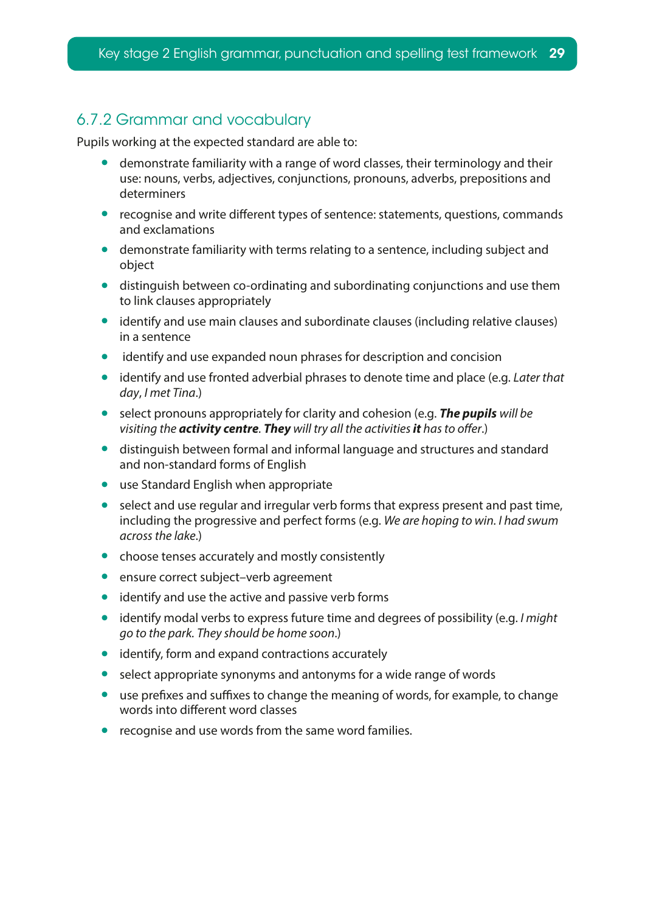### 6.7.2 Grammar and vocabulary

Pupils working at the expected standard are able to:

- demonstrate familiarity with a range of word classes, their terminology and their use: nouns, verbs, adjectives, conjunctions, pronouns, adverbs, prepositions and determiners
- recognise and write different types of sentence: statements, questions, commands and exclamations
- demonstrate familiarity with terms relating to a sentence, including subject and object
- distinguish between co-ordinating and subordinating conjunctions and use them to link clauses appropriately
- identify and use main clauses and subordinate clauses (including relative clauses) in a sentence
- identify and use expanded noun phrases for description and concision
- identify and use fronted adverbial phrases to denote time and place (e.g. *Later that day*, *I met Tina*.)
- select pronouns appropriately for clarity and cohesion (e.g. ***The pupils*** *will be visiting the* ***activity centre****.* ***They*** *will try all the activities* ***it*** *has to offer.*)
- distinguish between formal and informal language and structures and standard and non-standard forms of English
- use Standard English when appropriate
- select and use regular and irregular verb forms that express present and past time, including the progressive and perfect forms (e.g. *We are hoping to win. I had swum across the lake*.)
- choose tenses accurately and mostly consistently
- ensure correct subject–verb agreement
- identify and use the active and passive verb forms
- identify modal verbs to express future time and degrees of possibility (e.g. *I might go to the park. They should be home soon*.)
- identify, form and expand contractions accurately
- select appropriate synonyms and antonyms for a wide range of words
- use prefixes and suffixes to change the meaning of words, for example, to change words into different word classes
- recognise and use words from the same word families.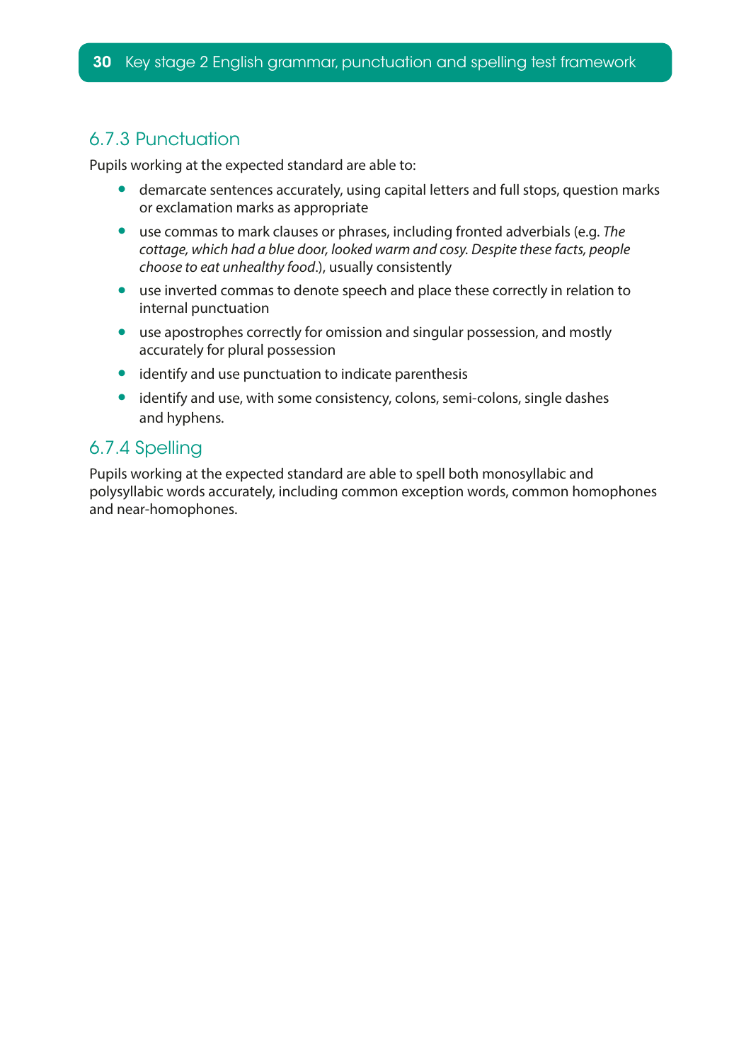### 6.7.3 Punctuation

Pupils working at the expected standard are able to:

- demarcate sentences accurately, using capital letters and full stops, question marks or exclamation marks as appropriate
- use commas to mark clauses or phrases, including fronted adverbials (e.g. *The cottage, which had a blue door, looked warm and cosy. Despite these facts, people choose to eat unhealthy food*.), usually consistently
- use inverted commas to denote speech and place these correctly in relation to internal punctuation
- use apostrophes correctly for omission and singular possession, and mostly accurately for plural possession
- identify and use punctuation to indicate parenthesis
- identify and use, with some consistency, colons, semi-colons, single dashes and hyphens.

### 6.7.4 Spelling

Pupils working at the expected standard are able to spell both monosyllabic and polysyllabic words accurately, including common exception words, common homophones and near-homophones.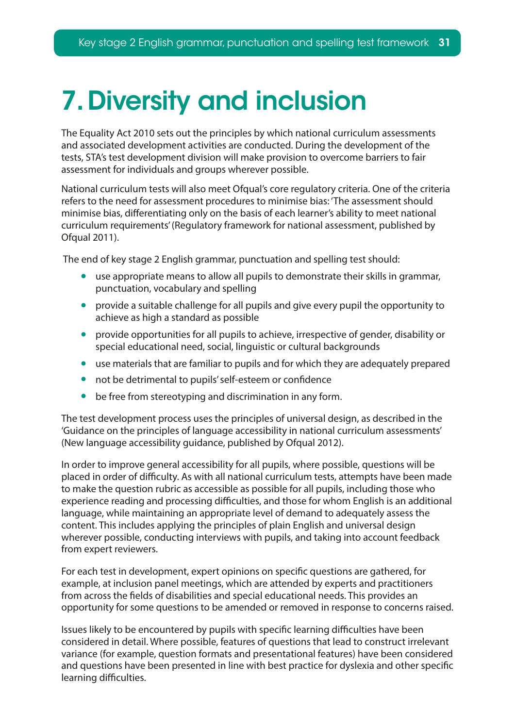# 7. Diversity and inclusion

The Equality Act 2010 sets out the principles by which national curriculum assessments and associated development activities are conducted. During the development of the tests, STA's test development division will make provision to overcome barriers to fair assessment for individuals and groups wherever possible.

National curriculum tests will also meet Ofqual's core regulatory criteria. One of the criteria refers to the need for assessment procedures to minimise bias: 'The assessment should minimise bias, differentiating only on the basis of each learner's ability to meet national curriculum requirements' (Regulatory framework for national assessment, published by Ofqual 2011).

The end of key stage 2 English grammar, punctuation and spelling test should:

- use appropriate means to allow all pupils to demonstrate their skills in grammar, punctuation, vocabulary and spelling
- provide a suitable challenge for all pupils and give every pupil the opportunity to achieve as high a standard as possible
- provide opportunities for all pupils to achieve, irrespective of gender, disability or special educational need, social, linguistic or cultural backgrounds
- use materials that are familiar to pupils and for which they are adequately prepared
- not be detrimental to pupils' self-esteem or confidence
- be free from stereotyping and discrimination in any form.

The test development process uses the principles of universal design, as described in the 'Guidance on the principles of language accessibility in national curriculum assessments' (New language accessibility guidance, published by Ofqual 2012).

In order to improve general accessibility for all pupils, where possible, questions will be placed in order of difficulty. As with all national curriculum tests, attempts have been made to make the question rubric as accessible as possible for all pupils, including those who experience reading and processing difficulties, and those for whom English is an additional language, while maintaining an appropriate level of demand to adequately assess the content. This includes applying the principles of plain English and universal design wherever possible, conducting interviews with pupils, and taking into account feedback from expert reviewers.

For each test in development, expert opinions on specific questions are gathered, for example, at inclusion panel meetings, which are attended by experts and practitioners from across the fields of disabilities and special educational needs. This provides an opportunity for some questions to be amended or removed in response to concerns raised.

Issues likely to be encountered by pupils with specific learning difficulties have been considered in detail. Where possible, features of questions that lead to construct irrelevant variance (for example, question formats and presentational features) have been considered and questions have been presented in line with best practice for dyslexia and other specific learning difficulties.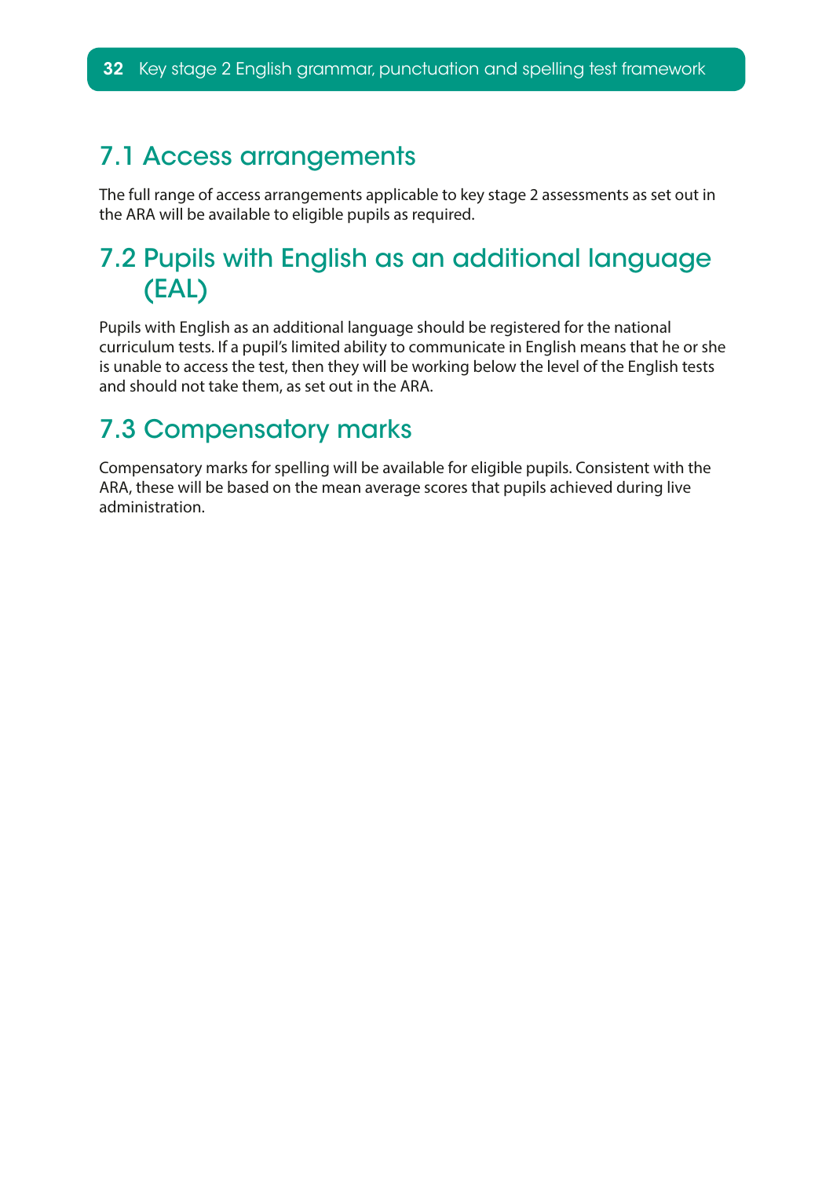## 7.1 Access arrangements

The full range of access arrangements applicable to key stage 2 assessments as set out in the ARA will be available to eligible pupils as required.

## 7.2 Pupils with English as an additional language (EAL)

Pupils with English as an additional language should be registered for the national curriculum tests. If a pupil's limited ability to communicate in English means that he or she is unable to access the test, then they will be working below the level of the English tests and should not take them, as set out in the ARA.

## 7.3 Compensatory marks

Compensatory marks for spelling will be available for eligible pupils. Consistent with the ARA, these will be based on the mean average scores that pupils achieved during live administration.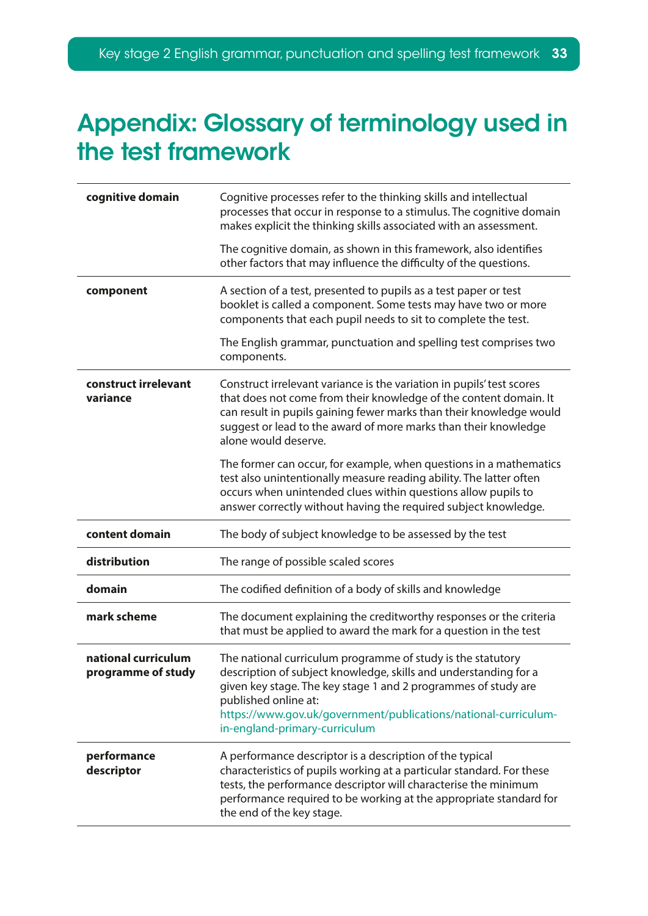# Appendix: Glossary of terminology used in the test framework

| | |
|---|---|
| **cognitive domain** | Cognitive processes refer to the thinking skills and intellectual processes that occur in response to a stimulus. The cognitive domain makes explicit the thinking skills associated with an assessment.<br><br>The cognitive domain, as shown in this framework, also identifies other factors that may influence the difficulty of the questions. |
| **component** | A section of a test, presented to pupils as a test paper or test booklet is called a component. Some tests may have two or more components that each pupil needs to sit to complete the test.<br><br>The English grammar, punctuation and spelling test comprises two components. |
| **construct irrelevant variance** | Construct irrelevant variance is the variation in pupils' test scores that does not come from their knowledge of the content domain. It can result in pupils gaining fewer marks than their knowledge would suggest or lead to the award of more marks than their knowledge alone would deserve.<br><br>The former can occur, for example, when questions in a mathematics test also unintentionally measure reading ability. The latter often occurs when unintended clues within questions allow pupils to answer correctly without having the required subject knowledge. |
| **content domain** | The body of subject knowledge to be assessed by the test |
| **distribution** | The range of possible scaled scores |
| **domain** | The codified definition of a body of skills and knowledge |
| **mark scheme** | The document explaining the creditworthy responses or the criteria that must be applied to award the mark for a question in the test |
| **national curriculum programme of study** | The national curriculum programme of study is the statutory description of subject knowledge, skills and understanding for a given key stage. The key stage 1 and 2 programmes of study are published online at: https://www.gov.uk/government/publications/national-curriculum-in-england-primary-curriculum |
| **performance descriptor** | A performance descriptor is a description of the typical characteristics of pupils working at a particular standard. For these tests, the performance descriptor will characterise the minimum performance required to be working at the appropriate standard for the end of the key stage. |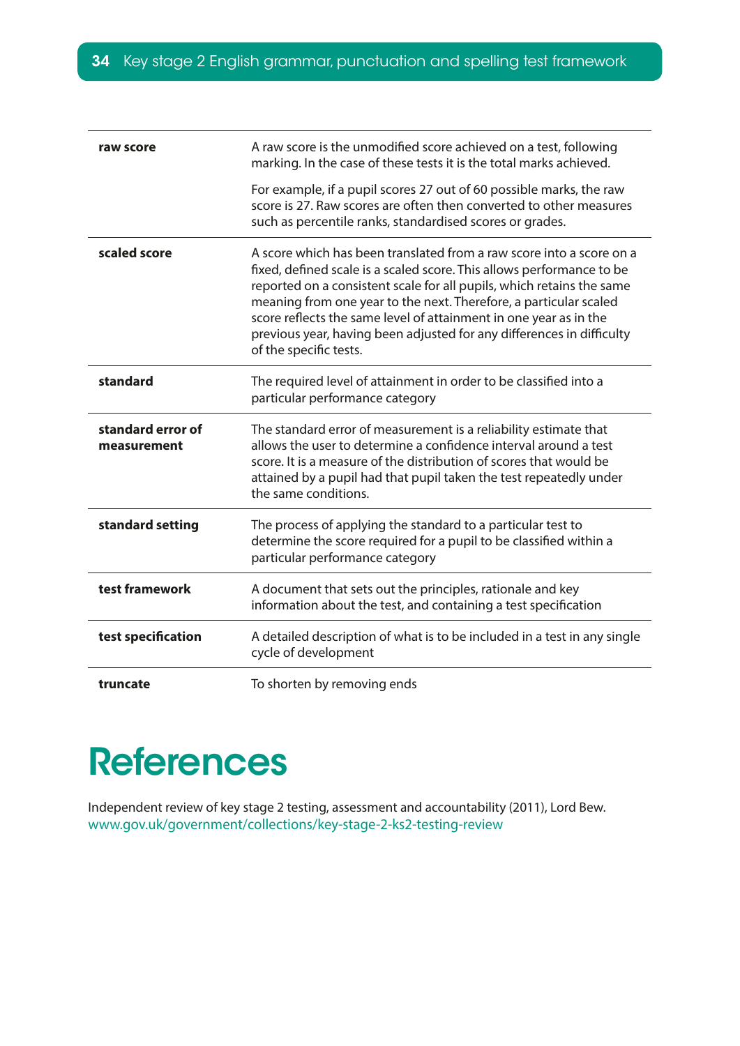| | |
|---|---|
| **raw score** | A raw score is the unmodified score achieved on a test, following marking. In the case of these tests it is the total marks achieved.<br><br>For example, if a pupil scores 27 out of 60 possible marks, the raw score is 27. Raw scores are often then converted to other measures such as percentile ranks, standardised scores or grades. |
| **scaled score** | A score which has been translated from a raw score into a score on a fixed, defined scale is a scaled score. This allows performance to be reported on a consistent scale for all pupils, which retains the same meaning from one year to the next. Therefore, a particular scaled score reflects the same level of attainment in one year as in the previous year, having been adjusted for any differences in difficulty of the specific tests. |
| **standard** | The required level of attainment in order to be classified into a particular performance category |
| **standard error of measurement** | The standard error of measurement is a reliability estimate that allows the user to determine a confidence interval around a test score. It is a measure of the distribution of scores that would be attained by a pupil had that pupil taken the test repeatedly under the same conditions. |
| **standard setting** | The process of applying the standard to a particular test to determine the score required for a pupil to be classified within a particular performance category |
| **test framework** | A document that sets out the principles, rationale and key information about the test, and containing a test specification |
| **test specification** | A detailed description of what is to be included in a test in any single cycle of development |
| **truncate** | To shorten by removing ends |

# References

Independent review of key stage 2 testing, assessment and accountability (2011), Lord Bew.
www.gov.uk/government/collections/key-stage-2-ks2-testing-review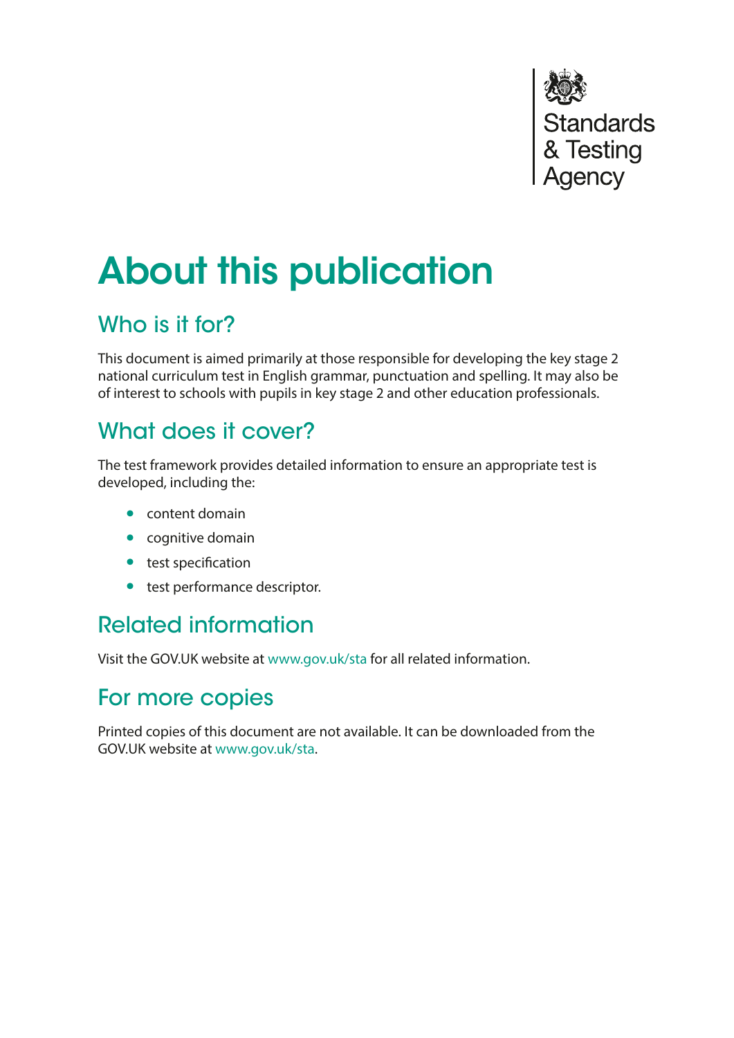Standards & Testing Agency

# About this publication

## Who is it for?

This document is aimed primarily at those responsible for developing the key stage 2 national curriculum test in English grammar, punctuation and spelling. It may also be of interest to schools with pupils in key stage 2 and other education professionals.

## What does it cover?

The test framework provides detailed information to ensure an appropriate test is developed, including the:

- content domain
- cognitive domain
- test specification
- test performance descriptor.

## Related information

Visit the GOV.UK website at www.gov.uk/sta for all related information.

## For more copies

Printed copies of this document are not available. It can be downloaded from the GOV.UK website at www.gov.uk/sta.